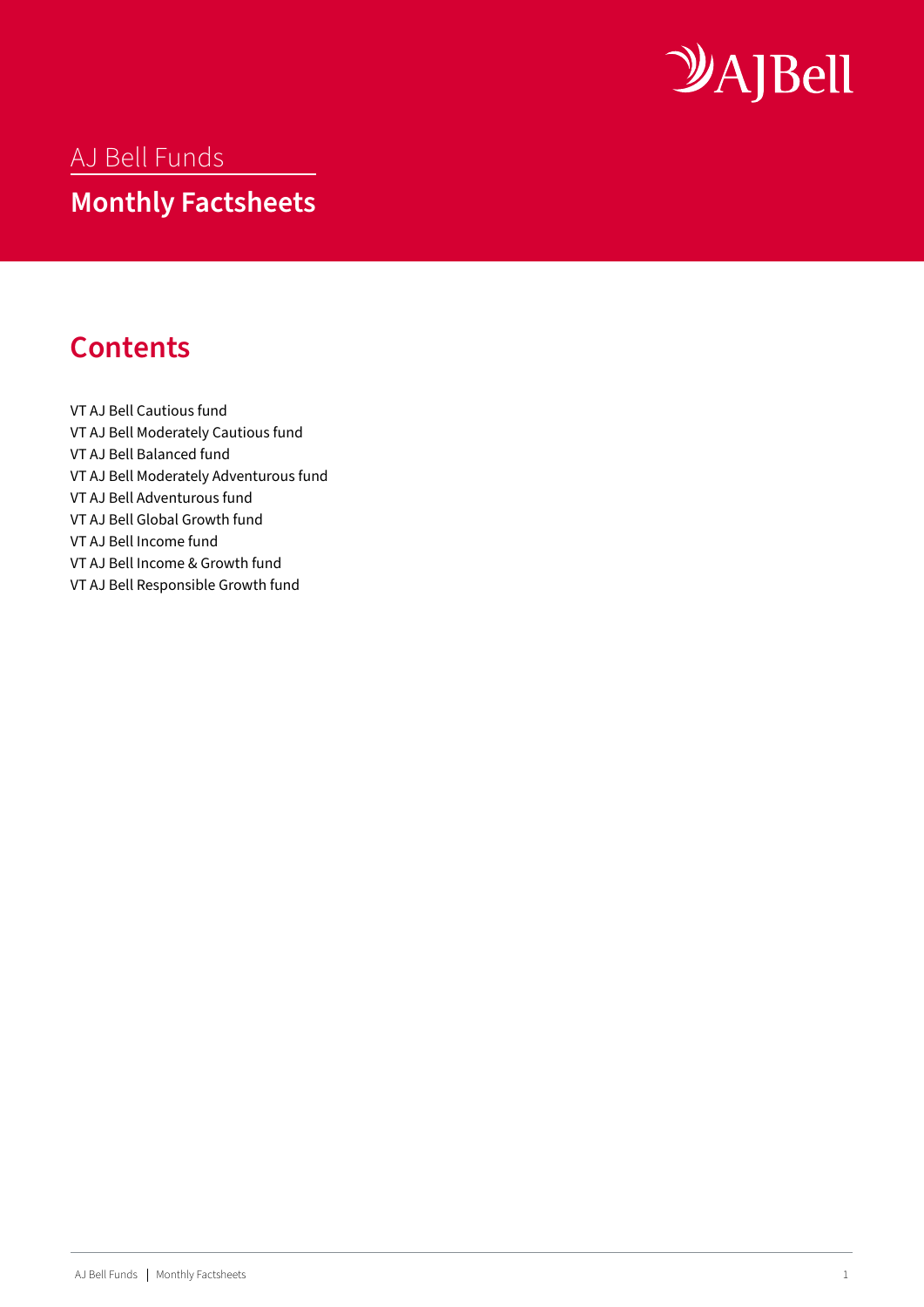AJ Bell Funds

# Monthly Factsheets

## Contents

VT AJ Bell Cautious fund
VT AJ Bell Moderately Cautious fund
VT AJ Bell Balanced fund
VT AJ Bell Moderately Adventurous fund
VT AJ Bell Adventurous fund
VT AJ Bell Global Growth fund
VT AJ Bell Income fund
VT AJ Bell Income & Growth fund
VT AJ Bell Responsible Growth fund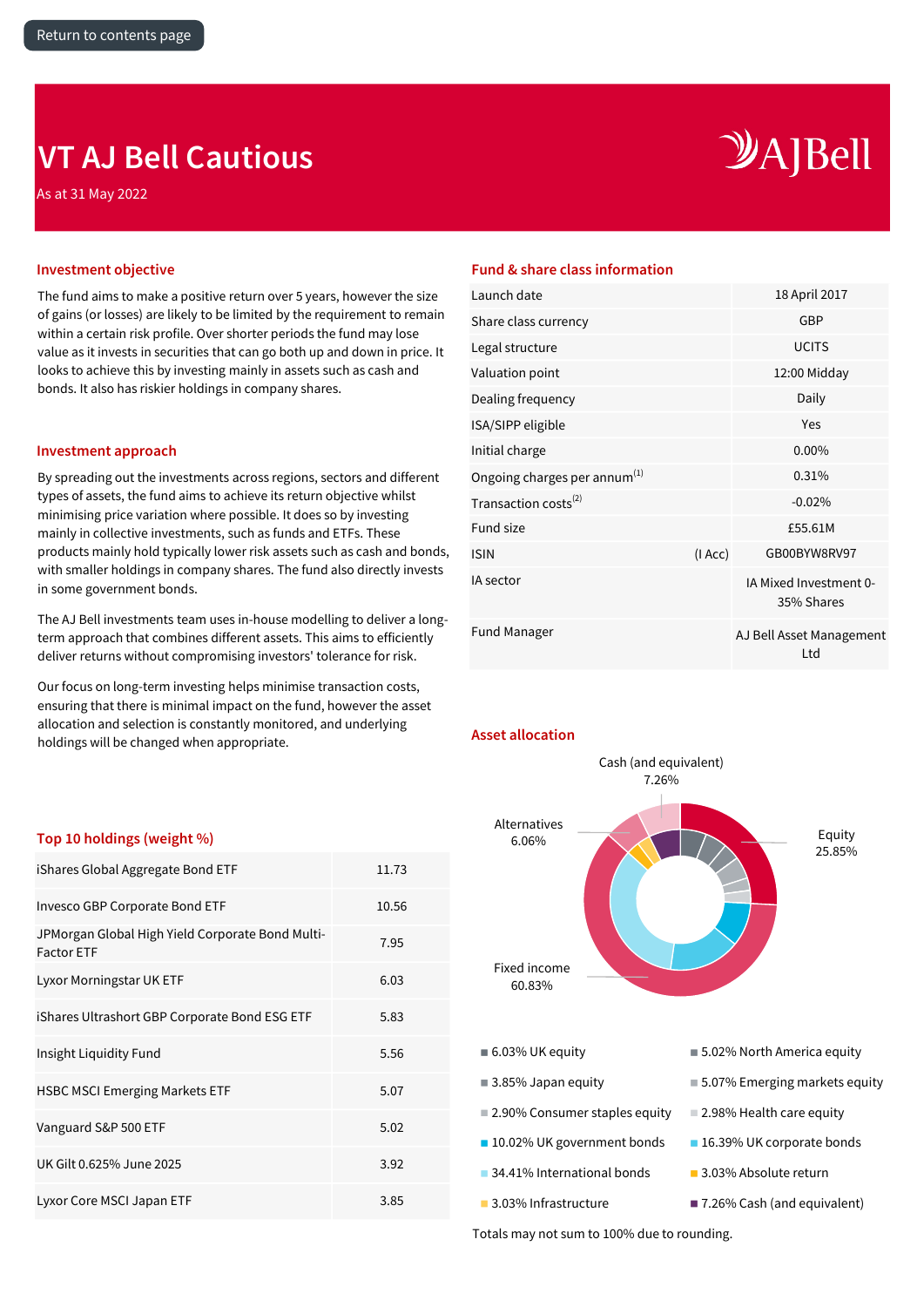# VT AJ Bell Cautious

As at 31 May 2022

## Investment objective

The fund aims to make a positive return over 5 years, however the size of gains (or losses) are likely to be limited by the requirement to remain within a certain risk profile. Over shorter periods the fund may lose value as it invests in securities that can go both up and down in price. It looks to achieve this by investing mainly in assets such as cash and bonds. It also has riskier holdings in company shares.

## Investment approach

By spreading out the investments across regions, sectors and different types of assets, the fund aims to achieve its return objective whilst minimising price variation where possible. It does so by investing mainly in collective investments, such as funds and ETFs. These products mainly hold typically lower risk assets such as cash and bonds, with smaller holdings in company shares. The fund also directly invests in some government bonds.

The AJ Bell investments team uses in-house modelling to deliver a long-term approach that combines different assets. This aims to efficiently deliver returns without compromising investors' tolerance for risk.

Our focus on long-term investing helps minimise transaction costs, ensuring that there is minimal impact on the fund, however the asset allocation and selection is constantly monitored, and underlying holdings will be changed when appropriate.

## Top 10 holdings (weight %)

| Holding | Weight % |
|---|---|
| iShares Global Aggregate Bond ETF | 11.73 |
| Invesco GBP Corporate Bond ETF | 10.56 |
| JPMorgan Global High Yield Corporate Bond Multi-Factor ETF | 7.95 |
| Lyxor Morningstar UK ETF | 6.03 |
| iShares Ultrashort GBP Corporate Bond ESG ETF | 5.83 |
| Insight Liquidity Fund | 5.56 |
| HSBC MSCI Emerging Markets ETF | 5.07 |
| Vanguard S&P 500 ETF | 5.02 |
| UK Gilt 0.625% June 2025 | 3.92 |
| Lyxor Core MSCI Japan ETF | 3.85 |

## Fund & share class information

| | | |
|---|---|---|
| Launch date | | 18 April 2017 |
| Share class currency | | GBP |
| Legal structure | | UCITS |
| Valuation point | | 12:00 Midday |
| Dealing frequency | | Daily |
| ISA/SIPP eligible | | Yes |
| Initial charge | | 0.00% |
| Ongoing charges per annum[1] | | 0.31% |
| Transaction costs[2] | | -0.02% |
| Fund size | | £55.61M |
| ISIN | (I Acc) | GB00BYW8RV97 |
| IA sector | | IA Mixed Investment 0-35% Shares |
| Fund Manager | | AJ Bell Asset Management Ltd |

## Asset allocation

- Cash (and equivalent) 7.26%
- Alternatives 6.06%
- Equity 25.85%
- Fixed income 60.83%

- 6.03% UK equity
- 5.02% North America equity
- 3.85% Japan equity
- 5.07% Emerging markets equity
- 2.90% Consumer staples equity
- 2.98% Health care equity
- 10.02% UK government bonds
- 16.39% UK corporate bonds
- 34.41% International bonds
- 3.03% Absolute return
- 3.03% Infrastructure
- 7.26% Cash (and equivalent)

Totals may not sum to 100% due to rounding.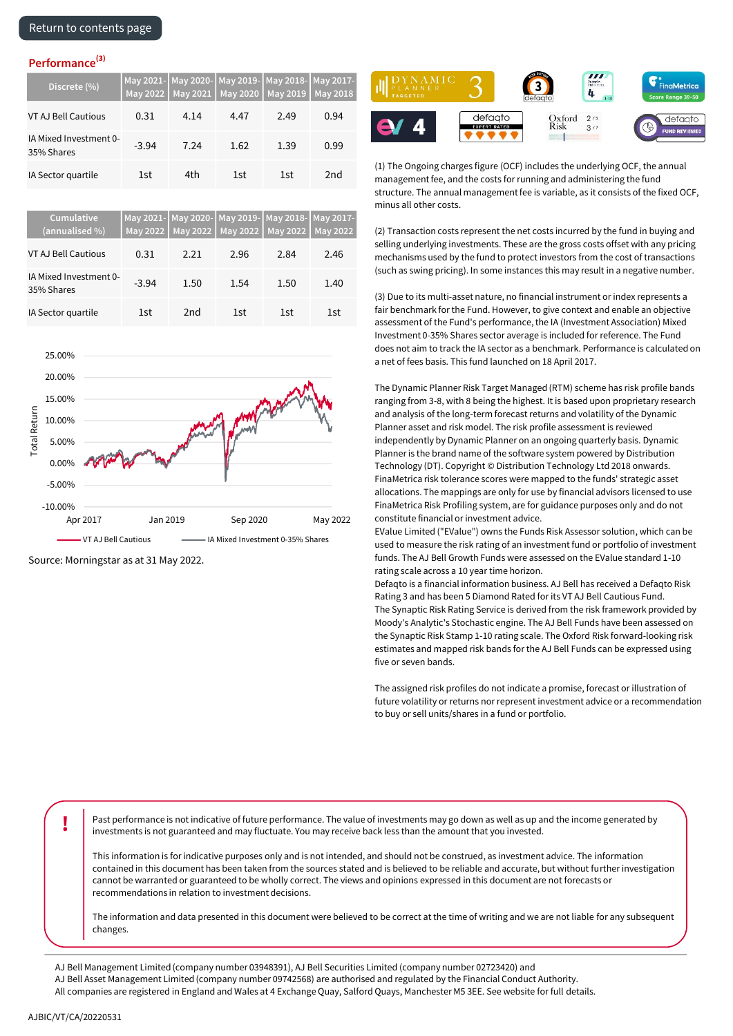Return to contents page

## Performance[3]

| Discrete (%) | May 2021-May 2022 | May 2020-May 2021 | May 2019-May 2020 | May 2018-May 2019 | May 2017-May 2018 |
|---|---|---|---|---|---|
| VT AJ Bell Cautious | 0.31 | 4.14 | 4.47 | 2.49 | 0.94 |
| IA Mixed Investment 0-35% Shares | -3.94 | 7.24 | 1.62 | 1.39 | 0.99 |
| IA Sector quartile | 1st | 4th | 1st | 1st | 2nd |

| Cumulative (annualised %) | May 2021-May 2022 | May 2020-May 2022 | May 2019-May 2022 | May 2018-May 2022 | May 2017-May 2022 |
|---|---|---|---|---|---|
| VT AJ Bell Cautious | 0.31 | 2.21 | 2.96 | 2.84 | 2.46 |
| IA Mixed Investment 0-35% Shares | -3.94 | 1.50 | 1.54 | 1.50 | 1.40 |
| IA Sector quartile | 1st | 2nd | 1st | 1st | 1st |

Source: Morningstar as at 31 May 2022.

(1) The Ongoing charges figure (OCF) includes the underlying OCF, the annual management fee, and the costs for running and administering the fund structure. The annual management fee is variable, as it consists of the fixed OCF, minus all other costs.

(2) Transaction costs represent the net costs incurred by the fund in buying and selling underlying investments. These are the gross costs offset with any pricing mechanisms used by the fund to protect investors from the cost of transactions (such as swing pricing). In some instances this may result in a negative number.

(3) Due to its multi-asset nature, no financial instrument or index represents a fair benchmark for the Fund. However, to give context and enable an objective assessment of the Fund's performance, the IA (Investment Association) Mixed Investment 0-35% Shares sector average is included for reference. The Fund does not aim to track the IA sector as a benchmark. Performance is calculated on a net of fees basis. This fund launched on 18 April 2017.

The Dynamic Planner Risk Target Managed (RTM) scheme has risk profile bands ranging from 3-8, with 8 being the highest. It is based upon proprietary research and analysis of the long-term forecast returns and volatility of the Dynamic Planner asset and risk model. The risk profile assessment is reviewed independently by Dynamic Planner on an ongoing quarterly basis. Dynamic Planner is the brand name of the software system powered by Distribution Technology (DT). Copyright © Distribution Technology Ltd 2018 onwards. FinaMetrica risk tolerance scores were mapped to the funds' strategic asset allocations. The mappings are only for use by financial advisors licensed to use FinaMetrica Risk Profiling system, are for guidance purposes only and do not constitute financial or investment advice.
EValue Limited ("EValue") owns the Funds Risk Assessor solution, which can be used to measure the risk rating of an investment fund or portfolio of investment funds. The AJ Bell Growth Funds were assessed on the EValue standard 1-10 rating scale across a 10 year time horizon.
Defaqto is a financial information business. AJ Bell has received a Defaqto Risk Rating 3 and has been 5 Diamond Rated for its VT AJ Bell Cautious Fund.
The Synaptic Risk Rating Service is derived from the risk framework provided by Moody's Analytic's Stochastic engine. The AJ Bell Funds have been assessed on the Synaptic Risk Stamp 1-10 rating scale. The Oxford Risk forward-looking risk estimates and mapped risk bands for the AJ Bell Funds can be expressed using five or seven bands.

The assigned risk profiles do not indicate a promise, forecast or illustration of future volatility or returns nor represent investment advice or a recommendation to buy or sell units/shares in a fund or portfolio.

Past performance is not indicative of future performance. The value of investments may go down as well as up and the income generated by investments is not guaranteed and may fluctuate. You may receive back less than the amount that you invested.

This information is for indicative purposes only and is not intended, and should not be construed, as investment advice. The information contained in this document has been taken from the sources stated and is believed to be reliable and accurate, but without further investigation cannot be warranted or guaranteed to be wholly correct. The views and opinions expressed in this document are not forecasts or recommendations in relation to investment decisions.

The information and data presented in this document were believed to be correct at the time of writing and we are not liable for any subsequent changes.

AJ Bell Management Limited (company number 03948391), AJ Bell Securities Limited (company number 02723420) and AJ Bell Asset Management Limited (company number 09742568) are authorised and regulated by the Financial Conduct Authority. All companies are registered in England and Wales at 4 Exchange Quay, Salford Quays, Manchester M5 3EE. See website for full details.

AJBIC/VT/CA/20220531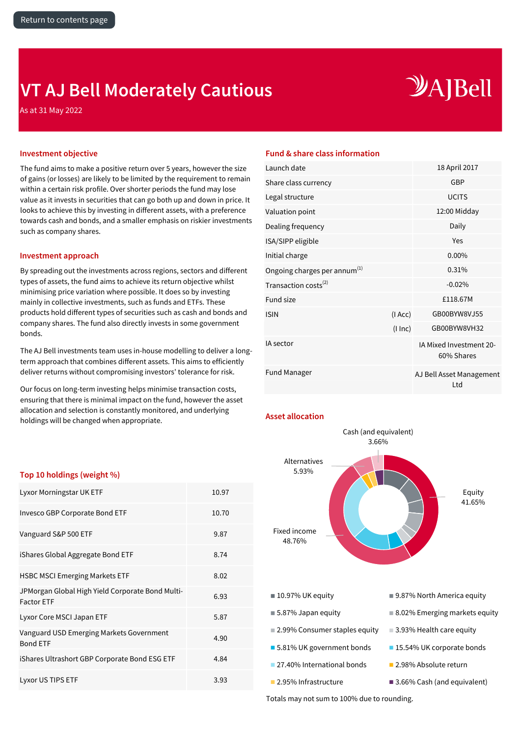Return to contents page

# VT AJ Bell Moderately Cautious

As at 31 May 2022

## Investment objective

The fund aims to make a positive return over 5 years, however the size of gains (or losses) are likely to be limited by the requirement to remain within a certain risk profile. Over shorter periods the fund may lose value as it invests in securities that can go both up and down in price. It looks to achieve this by investing in different assets, with a preference towards cash and bonds, and a smaller emphasis on riskier investments such as company shares.

## Investment approach

By spreading out the investments across regions, sectors and different types of assets, the fund aims to achieve its return objective whilst minimising price variation where possible. It does so by investing mainly in collective investments, such as funds and ETFs. These products hold different types of securities such as cash and bonds and company shares. The fund also directly invests in some government bonds.

The AJ Bell investments team uses in-house modelling to deliver a long-term approach that combines different assets. This aims to efficiently deliver returns without compromising investors' tolerance for risk.

Our focus on long-term investing helps minimise transaction costs, ensuring that there is minimal impact on the fund, however the asset allocation and selection is constantly monitored, and underlying holdings will be changed when appropriate.

## Top 10 holdings (weight %)

| Holding | Weight % |
|---|---|
| Lyxor Morningstar UK ETF | 10.97 |
| Invesco GBP Corporate Bond ETF | 10.70 |
| Vanguard S&P 500 ETF | 9.87 |
| iShares Global Aggregate Bond ETF | 8.74 |
| HSBC MSCI Emerging Markets ETF | 8.02 |
| JPMorgan Global High Yield Corporate Bond Multi-Factor ETF | 6.93 |
| Lyxor Core MSCI Japan ETF | 5.87 |
| Vanguard USD Emerging Markets Government Bond ETF | 4.90 |
| iShares Ultrashort GBP Corporate Bond ESG ETF | 4.84 |
| Lyxor US TIPS ETF | 3.93 |

## Fund & share class information

| | | |
|---|---|---|
| Launch date | | 18 April 2017 |
| Share class currency | | GBP |
| Legal structure | | UCITS |
| Valuation point | | 12:00 Midday |
| Dealing frequency | | Daily |
| ISA/SIPP eligible | | Yes |
| Initial charge | | 0.00% |
| Ongoing charges per annum[1] | | 0.31% |
| Transaction costs[2] | | -0.02% |
| Fund size | | £118.67M |
| ISIN | (I Acc) | GB00BYW8VJ55 |
| | (I Inc) | GB00BYW8VH32 |
| IA sector | | IA Mixed Investment 20-60% Shares |
| Fund Manager | | AJ Bell Asset Management Ltd |

## Asset allocation

- Cash (and equivalent) 3.66%
- Alternatives 5.93%
- Equity 41.65%
- Fixed income 48.76%

- 10.97% UK equity
- 9.87% North America equity
- 5.87% Japan equity
- 8.02% Emerging markets equity
- 2.99% Consumer staples equity
- 3.93% Health care equity
- 5.81% UK government bonds
- 15.54% UK corporate bonds
- 27.40% International bonds
- 2.98% Absolute return
- 2.95% Infrastructure
- 3.66% Cash (and equivalent)

Totals may not sum to 100% due to rounding.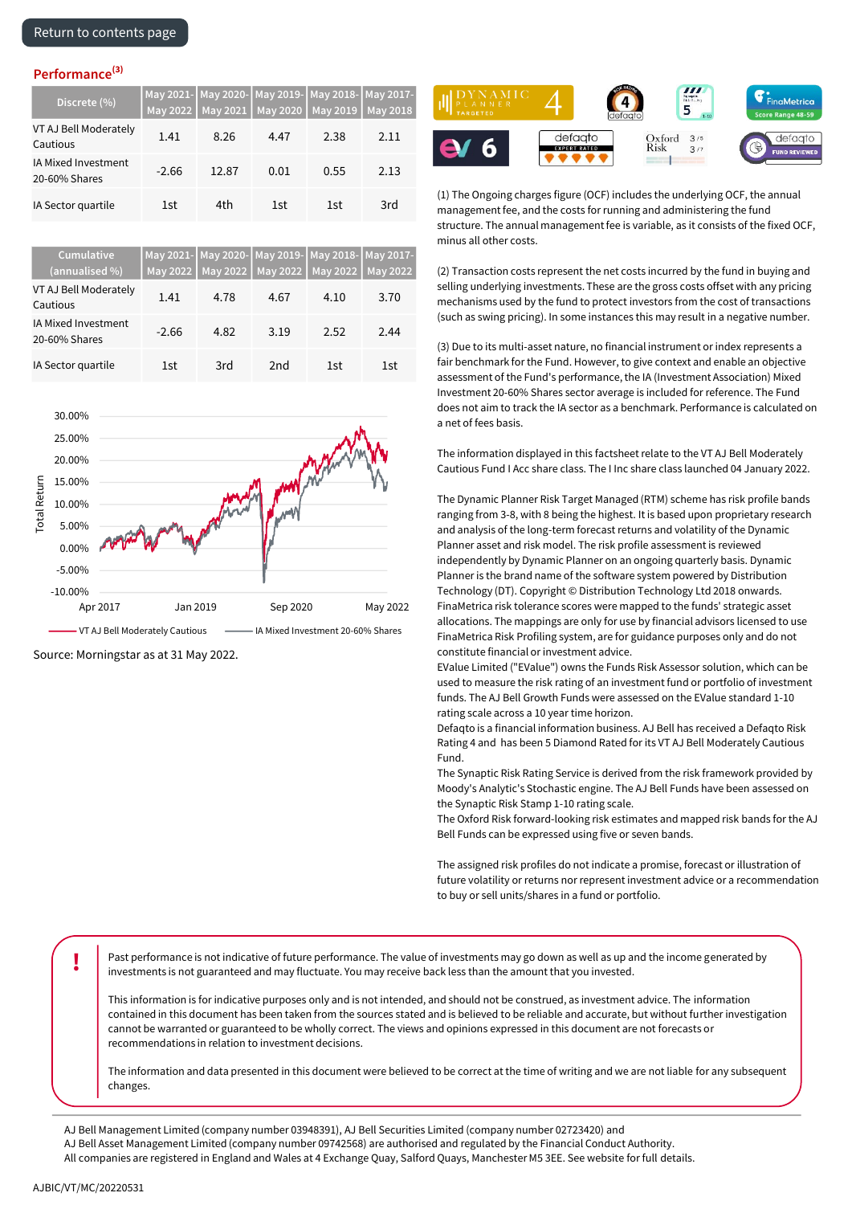## Performance[3]

| Discrete (%) | May 2021-May 2022 | May 2020-May 2021 | May 2019-May 2020 | May 2018-May 2019 | May 2017-May 2018 |
|---|---|---|---|---|---|
| VT AJ Bell Moderately Cautious | 1.41 | 8.26 | 4.47 | 2.38 | 2.11 |
| IA Mixed Investment 20-60% Shares | -2.66 | 12.87 | 0.01 | 0.55 | 2.13 |
| IA Sector quartile | 1st | 4th | 1st | 1st | 3rd |

| Cumulative (annualised %) | May 2021-May 2022 | May 2020-May 2022 | May 2019-May 2022 | May 2018-May 2022 | May 2017-May 2022 |
|---|---|---|---|---|---|
| VT AJ Bell Moderately Cautious | 1.41 | 4.78 | 4.67 | 4.10 | 3.70 |
| IA Mixed Investment 20-60% Shares | -2.66 | 4.82 | 3.19 | 2.52 | 2.44 |
| IA Sector quartile | 1st | 3rd | 2nd | 1st | 1st |

Source: Morningstar as at 31 May 2022.

(1) The Ongoing charges figure (OCF) includes the underlying OCF, the annual management fee, and the costs for running and administering the fund structure. The annual management fee is variable, as it consists of the fixed OCF, minus all other costs.

(2) Transaction costs represent the net costs incurred by the fund in buying and selling underlying investments. These are the gross costs offset with any pricing mechanisms used by the fund to protect investors from the cost of transactions (such as swing pricing). In some instances this may result in a negative number.

(3) Due to its multi-asset nature, no financial instrument or index represents a fair benchmark for the Fund. However, to give context and enable an objective assessment of the Fund's performance, the IA (Investment Association) Mixed Investment 20-60% Shares sector average is included for reference. The Fund does not aim to track the IA sector as a benchmark. Performance is calculated on a net of fees basis.

The information displayed in this factsheet relate to the VT AJ Bell Moderately Cautious Fund I Acc share class. The I Inc share class launched 04 January 2022.

The Dynamic Planner Risk Target Managed (RTM) scheme has risk profile bands ranging from 3-8, with 8 being the highest. It is based upon proprietary research and analysis of the long-term forecast returns and volatility of the Dynamic Planner asset and risk model. The risk profile assessment is reviewed independently by Dynamic Planner on an ongoing quarterly basis. Dynamic Planner is the brand name of the software system powered by Distribution Technology (DT). Copyright © Distribution Technology Ltd 2018 onwards.
FinaMetrica risk tolerance scores were mapped to the funds' strategic asset allocations. The mappings are only for use by financial advisors licensed to use FinaMetrica Risk Profiling system, are for guidance purposes only and do not constitute financial or investment advice.
EValue Limited ("EValue") owns the Funds Risk Assessor solution, which can be used to measure the risk rating of an investment fund or portfolio of investment funds. The AJ Bell Growth Funds were assessed on the EValue standard 1-10 rating scale across a 10 year time horizon.
Defaqto is a financial information business. AJ Bell has received a Defaqto Risk Rating 4 and has been 5 Diamond Rated for its VT AJ Bell Moderately Cautious Fund.
The Synaptic Risk Rating Service is derived from the risk framework provided by Moody's Analytic's Stochastic engine. The AJ Bell Funds have been assessed on the Synaptic Risk Stamp 1-10 rating scale.
The Oxford Risk forward-looking risk estimates and mapped risk bands for the AJ Bell Funds can be expressed using five or seven bands.

The assigned risk profiles do not indicate a promise, forecast or illustration of future volatility or returns nor represent investment advice or a recommendation to buy or sell units/shares in a fund or portfolio.

Past performance is not indicative of future performance. The value of investments may go down as well as up and the income generated by investments is not guaranteed and may fluctuate. You may receive back less than the amount that you invested.

This information is for indicative purposes only and is not intended, and should not be construed, as investment advice. The information contained in this document has been taken from the sources stated and is believed to be reliable and accurate, but without further investigation cannot be warranted or guaranteed to be wholly correct. The views and opinions expressed in this document are not forecasts or recommendations in relation to investment decisions.

The information and data presented in this document were believed to be correct at the time of writing and we are not liable for any subsequent changes.

AJ Bell Management Limited (company number 03948391), AJ Bell Securities Limited (company number 02723420) and AJ Bell Asset Management Limited (company number 09742568) are authorised and regulated by the Financial Conduct Authority. All companies are registered in England and Wales at 4 Exchange Quay, Salford Quays, Manchester M5 3EE. See website for full details.

AJBIC/VT/MC/20220531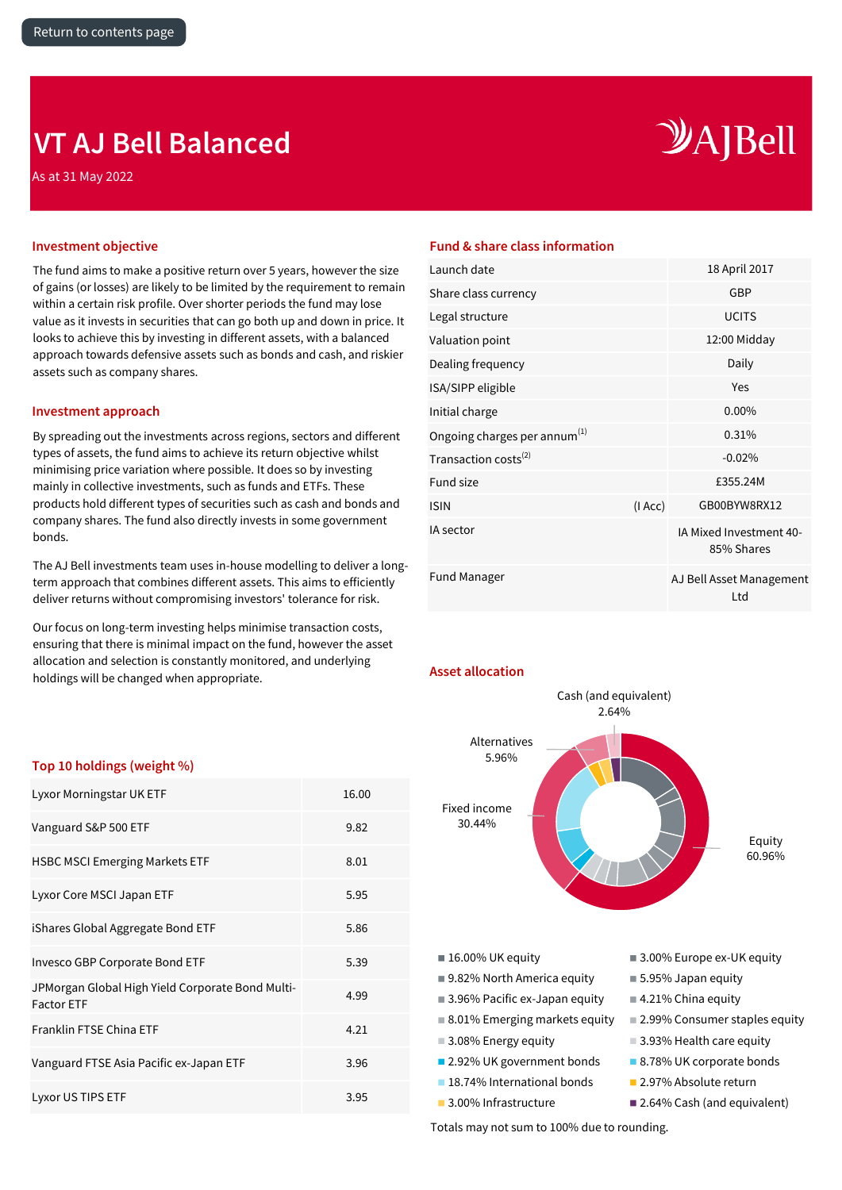# VT AJ Bell Balanced

As at 31 May 2022

## Investment objective

The fund aims to make a positive return over 5 years, however the size of gains (or losses) are likely to be limited by the requirement to remain within a certain risk profile. Over shorter periods the fund may lose value as it invests in securities that can go both up and down in price. It looks to achieve this by investing in different assets, with a balanced approach towards defensive assets such as bonds and cash, and riskier assets such as company shares.

## Investment approach

By spreading out the investments across regions, sectors and different types of assets, the fund aims to achieve its return objective whilst minimising price variation where possible. It does so by investing mainly in collective investments, such as funds and ETFs. These products hold different types of securities such as cash and bonds and company shares. The fund also directly invests in some government bonds.

The AJ Bell investments team uses in-house modelling to deliver a long-term approach that combines different assets. This aims to efficiently deliver returns without compromising investors' tolerance for risk.

Our focus on long-term investing helps minimise transaction costs, ensuring that there is minimal impact on the fund, however the asset allocation and selection is constantly monitored, and underlying holdings will be changed when appropriate.

## Top 10 holdings (weight %)

| Holding | Weight (%) |
|---|---|
| Lyxor Morningstar UK ETF | 16.00 |
| Vanguard S&P 500 ETF | 9.82 |
| HSBC MSCI Emerging Markets ETF | 8.01 |
| Lyxor Core MSCI Japan ETF | 5.95 |
| iShares Global Aggregate Bond ETF | 5.86 |
| Invesco GBP Corporate Bond ETF | 5.39 |
| JPMorgan Global High Yield Corporate Bond Multi-Factor ETF | 4.99 |
| Franklin FTSE China ETF | 4.21 |
| Vanguard FTSE Asia Pacific ex-Japan ETF | 3.96 |
| Lyxor US TIPS ETF | 3.95 |

## Fund & share class information

| | | |
|---|---|---|
| Launch date | | 18 April 2017 |
| Share class currency | | GBP |
| Legal structure | | UCITS |
| Valuation point | | 12:00 Midday |
| Dealing frequency | | Daily |
| ISA/SIPP eligible | | Yes |
| Initial charge | | 0.00% |
| Ongoing charges per annum[1] | | 0.31% |
| Transaction costs[2] | | -0.02% |
| Fund size | | £355.24M |
| ISIN | (I Acc) | GB00BYW8RX12 |
| IA sector | | IA Mixed Investment 40-85% Shares |
| Fund Manager | | AJ Bell Asset Management Ltd |

## Asset allocation

- Cash (and equivalent) 2.64%
- Alternatives 5.96%
- Fixed income 30.44%
- Equity 60.96%

- 16.00% UK equity
- 3.00% Europe ex-UK equity
- 9.82% North America equity
- 5.95% Japan equity
- 3.96% Pacific ex-Japan equity
- 4.21% China equity
- 8.01% Emerging markets equity
- 2.99% Consumer staples equity
- 3.08% Energy equity
- 3.93% Health care equity
- 2.92% UK government bonds
- 8.78% UK corporate bonds
- 18.74% International bonds
- 2.97% Absolute return
- 3.00% Infrastructure
- 2.64% Cash (and equivalent)

Totals may not sum to 100% due to rounding.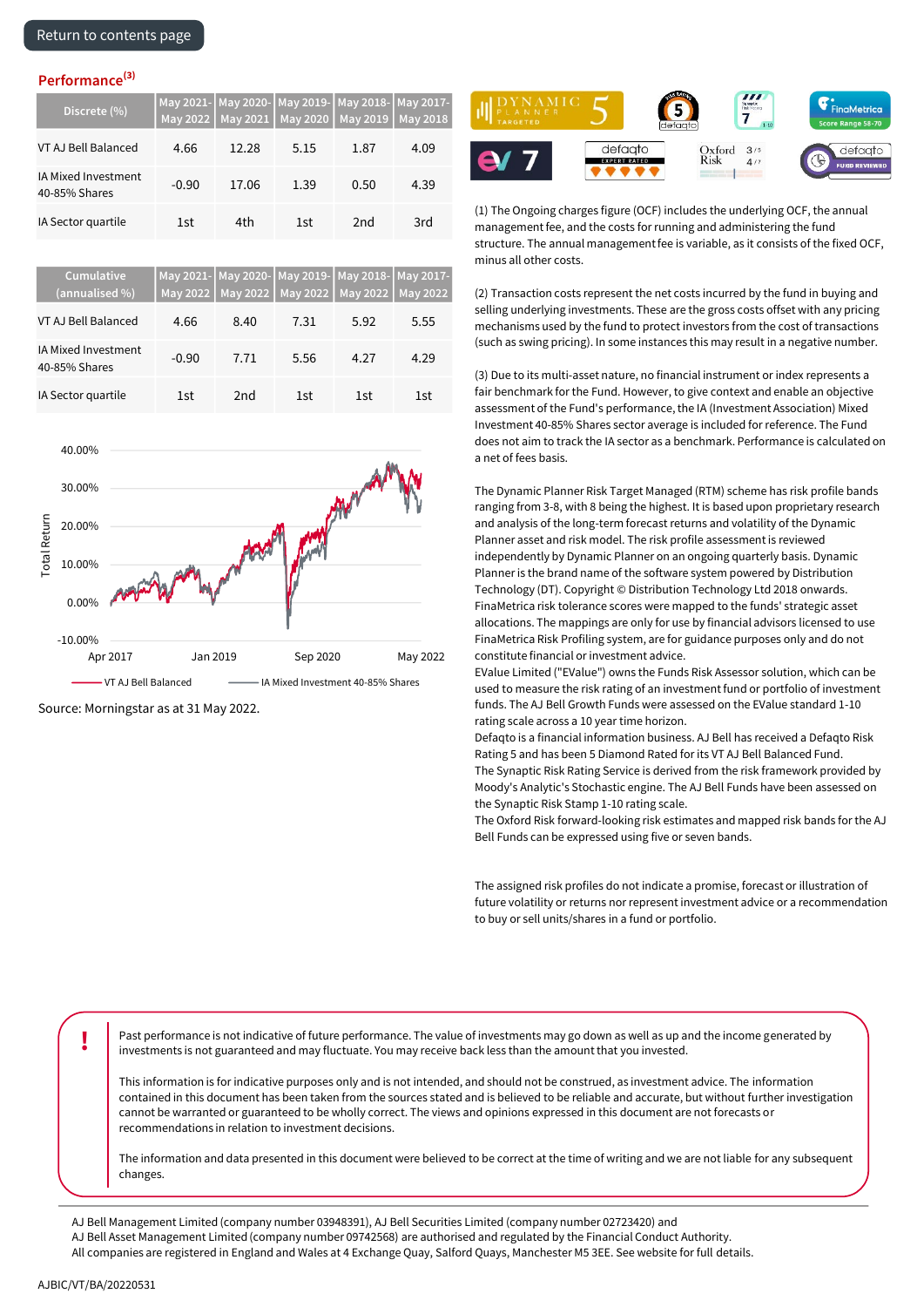Return to contents page

## Performance[3]

| Discrete (%) | May 2021-May 2022 | May 2020-May 2021 | May 2019-May 2020 | May 2018-May 2019 | May 2017-May 2018 |
|---|---|---|---|---|---|
| VT AJ Bell Balanced | 4.66 | 12.28 | 5.15 | 1.87 | 4.09 |
| IA Mixed Investment 40-85% Shares | -0.90 | 17.06 | 1.39 | 0.50 | 4.39 |
| IA Sector quartile | 1st | 4th | 1st | 2nd | 3rd |

| Cumulative (annualised %) | May 2021-May 2022 | May 2020-May 2022 | May 2019-May 2022 | May 2018-May 2022 | May 2017-May 2022 |
|---|---|---|---|---|---|
| VT AJ Bell Balanced | 4.66 | 8.40 | 7.31 | 5.92 | 5.55 |
| IA Mixed Investment 40-85% Shares | -0.90 | 7.71 | 5.56 | 4.27 | 4.29 |
| IA Sector quartile | 1st | 2nd | 1st | 1st | 1st |

Source: Morningstar as at 31 May 2022.

(1) The Ongoing charges figure (OCF) includes the underlying OCF, the annual management fee, and the costs for running and administering the fund structure. The annual management fee is variable, as it consists of the fixed OCF, minus all other costs.

(2) Transaction costs represent the net costs incurred by the fund in buying and selling underlying investments. These are the gross costs offset with any pricing mechanisms used by the fund to protect investors from the cost of transactions (such as swing pricing). In some instances this may result in a negative number.

(3) Due to its multi-asset nature, no financial instrument or index represents a fair benchmark for the Fund. However, to give context and enable an objective assessment of the Fund's performance, the IA (Investment Association) Mixed Investment 40-85% Shares sector average is included for reference. The Fund does not aim to track the IA sector as a benchmark. Performance is calculated on a net of fees basis.

The Dynamic Planner Risk Target Managed (RTM) scheme has risk profile bands ranging from 3-8, with 8 being the highest. It is based upon proprietary research and analysis of the long-term forecast returns and volatility of the Dynamic Planner asset and risk model. The risk profile assessment is reviewed independently by Dynamic Planner on an ongoing quarterly basis. Dynamic Planner is the brand name of the software system powered by Distribution Technology (DT). Copyright © Distribution Technology Ltd 2018 onwards.
FinaMetrica risk tolerance scores were mapped to the funds' strategic asset allocations. The mappings are only for use by financial advisors licensed to use FinaMetrica Risk Profiling system, are for guidance purposes only and do not constitute financial or investment advice.
EValue Limited ("EValue") owns the Funds Risk Assessor solution, which can be used to measure the risk rating of an investment fund or portfolio of investment funds. The AJ Bell Growth Funds were assessed on the EValue standard 1-10 rating scale across a 10 year time horizon.
Defaqto is a financial information business. AJ Bell has received a Defaqto Risk Rating 5 and has been 5 Diamond Rated for its VT AJ Bell Balanced Fund.
The Synaptic Risk Rating Service is derived from the risk framework provided by Moody's Analytic's Stochastic engine. The AJ Bell Funds have been assessed on the Synaptic Risk Stamp 1-10 rating scale.
The Oxford Risk forward-looking risk estimates and mapped risk bands for the AJ Bell Funds can be expressed using five or seven bands.

The assigned risk profiles do not indicate a promise, forecast or illustration of future volatility or returns nor represent investment advice or a recommendation to buy or sell units/shares in a fund or portfolio.

Past performance is not indicative of future performance. The value of investments may go down as well as up and the income generated by investments is not guaranteed and may fluctuate. You may receive back less than the amount that you invested.

This information is for indicative purposes only and is not intended, and should not be construed, as investment advice. The information contained in this document has been taken from the sources stated and is believed to be reliable and accurate, but without further investigation cannot be warranted or guaranteed to be wholly correct. The views and opinions expressed in this document are not forecasts or recommendations in relation to investment decisions.

The information and data presented in this document were believed to be correct at the time of writing and we are not liable for any subsequent changes.

AJ Bell Management Limited (company number 03948391), AJ Bell Securities Limited (company number 02723420) and AJ Bell Asset Management Limited (company number 09742568) are authorised and regulated by the Financial Conduct Authority. All companies are registered in England and Wales at 4 Exchange Quay, Salford Quays, Manchester M5 3EE. See website for full details.

AJBIC/VT/BA/20220531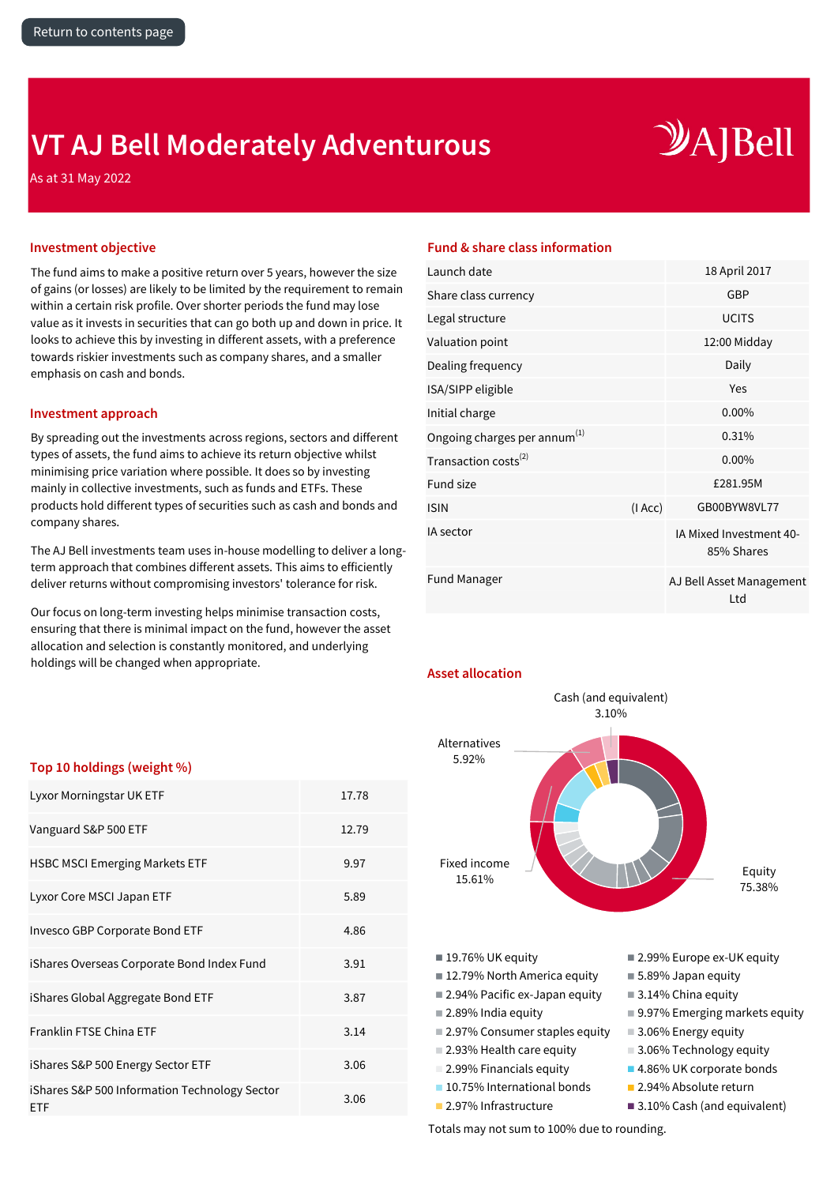Return to contents page

# VT AJ Bell Moderately Adventurous

As at 31 May 2022

## Investment objective

The fund aims to make a positive return over 5 years, however the size of gains (or losses) are likely to be limited by the requirement to remain within a certain risk profile. Over shorter periods the fund may lose value as it invests in securities that can go both up and down in price. It looks to achieve this by investing in different assets, with a preference towards riskier investments such as company shares, and a smaller emphasis on cash and bonds.

## Investment approach

By spreading out the investments across regions, sectors and different types of assets, the fund aims to achieve its return objective whilst minimising price variation where possible. It does so by investing mainly in collective investments, such as funds and ETFs. These products hold different types of securities such as cash and bonds and company shares.

The AJ Bell investments team uses in-house modelling to deliver a long-term approach that combines different assets. This aims to efficiently deliver returns without compromising investors' tolerance for risk.

Our focus on long-term investing helps minimise transaction costs, ensuring that there is minimal impact on the fund, however the asset allocation and selection is constantly monitored, and underlying holdings will be changed when appropriate.

## Top 10 holdings (weight %)

| Holding | Weight % |
|---|---|
| Lyxor Morningstar UK ETF | 17.78 |
| Vanguard S&P 500 ETF | 12.79 |
| HSBC MSCI Emerging Markets ETF | 9.97 |
| Lyxor Core MSCI Japan ETF | 5.89 |
| Invesco GBP Corporate Bond ETF | 4.86 |
| iShares Overseas Corporate Bond Index Fund | 3.91 |
| iShares Global Aggregate Bond ETF | 3.87 |
| Franklin FTSE China ETF | 3.14 |
| iShares S&P 500 Energy Sector ETF | 3.06 |
| iShares S&P 500 Information Technology Sector ETF | 3.06 |

## Fund & share class information

| | | |
|---|---|---|
| Launch date | | 18 April 2017 |
| Share class currency | | GBP |
| Legal structure | | UCITS |
| Valuation point | | 12:00 Midday |
| Dealing frequency | | Daily |
| ISA/SIPP eligible | | Yes |
| Initial charge | | 0.00% |
| Ongoing charges per annum[1] | | 0.31% |
| Transaction costs[2] | | 0.00% |
| Fund size | | £281.95M |
| ISIN | (I Acc) | GB00BYW8VL77 |
| IA sector | | IA Mixed Investment 40-85% Shares |
| Fund Manager | | AJ Bell Asset Management Ltd |

## Asset allocation

- Cash (and equivalent) 3.10%
- Alternatives 5.92%
- Fixed income 15.61%
- Equity 75.38%

| | |
|---|---|
| 19.76% UK equity | 2.99% Europe ex-UK equity |
| 12.79% North America equity | 5.89% Japan equity |
| 2.94% Pacific ex-Japan equity | 3.14% China equity |
| 2.89% India equity | 9.97% Emerging markets equity |
| 2.97% Consumer staples equity | 3.06% Energy equity |
| 2.93% Health care equity | 3.06% Technology equity |
| 2.99% Financials equity | 4.86% UK corporate bonds |
| 10.75% International bonds | 2.94% Absolute return |
| 2.97% Infrastructure | 3.10% Cash (and equivalent) |

Totals may not sum to 100% due to rounding.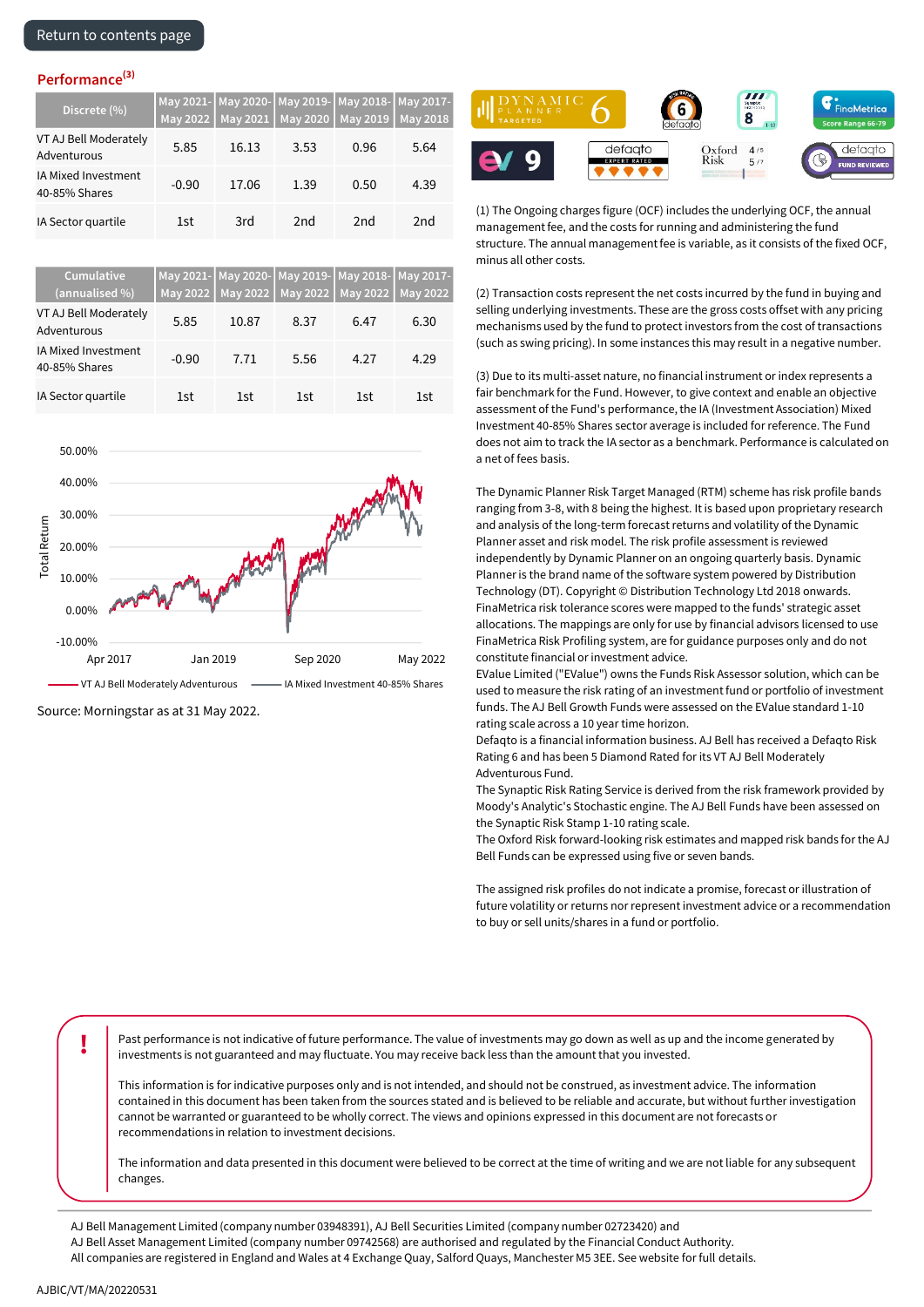Return to contents page

## Performance[3]

| Discrete (%) | May 2021-May 2022 | May 2020-May 2021 | May 2019-May 2020 | May 2018-May 2019 | May 2017-May 2018 |
|---|---|---|---|---|---|
| VT AJ Bell Moderately Adventurous | 5.85 | 16.13 | 3.53 | 0.96 | 5.64 |
| IA Mixed Investment 40-85% Shares | -0.90 | 17.06 | 1.39 | 0.50 | 4.39 |
| IA Sector quartile | 1st | 3rd | 2nd | 2nd | 2nd |

| Cumulative (annualised %) | May 2021-May 2022 | May 2020-May 2022 | May 2019-May 2022 | May 2018-May 2022 | May 2017-May 2022 |
|---|---|---|---|---|---|
| VT AJ Bell Moderately Adventurous | 5.85 | 10.87 | 8.37 | 6.47 | 6.30 |
| IA Mixed Investment 40-85% Shares | -0.90 | 7.71 | 5.56 | 4.27 | 4.29 |
| IA Sector quartile | 1st | 1st | 1st | 1st | 1st |

Total Return: 50.00%, 40.00%, 30.00%, 20.00%, 10.00%, 0.00%, -10.00%

Apr 2017 | Jan 2019 | Sep 2020 | May 2022

VT AJ Bell Moderately Adventurous — IA Mixed Investment 40-85% Shares

Source: Morningstar as at 31 May 2022.

(1) The Ongoing charges figure (OCF) includes the underlying OCF, the annual management fee, and the costs for running and administering the fund structure. The annual management fee is variable, as it consists of the fixed OCF, minus all other costs.

(2) Transaction costs represent the net costs incurred by the fund in buying and selling underlying investments. These are the gross costs offset with any pricing mechanisms used by the fund to protect investors from the cost of transactions (such as swing pricing). In some instances this may result in a negative number.

(3) Due to its multi-asset nature, no financial instrument or index represents a fair benchmark for the Fund. However, to give context and enable an objective assessment of the Fund's performance, the IA (Investment Association) Mixed Investment 40-85% Shares sector average is included for reference. The Fund does not aim to track the IA sector as a benchmark. Performance is calculated on a net of fees basis.

The Dynamic Planner Risk Target Managed (RTM) scheme has risk profile bands ranging from 3-8, with 8 being the highest. It is based upon proprietary research and analysis of the long-term forecast returns and volatility of the Dynamic Planner asset and risk model. The risk profile assessment is reviewed independently by Dynamic Planner on an ongoing quarterly basis. Dynamic Planner is the brand name of the software system powered by Distribution Technology (DT). Copyright © Distribution Technology Ltd 2018 onwards.
FinaMetrica risk tolerance scores were mapped to the funds' strategic asset allocations. The mappings are only for use by financial advisors licensed to use FinaMetrica Risk Profiling system, are for guidance purposes only and do not constitute financial or investment advice.
EValue Limited ("EValue") owns the Funds Risk Assessor solution, which can be used to measure the risk rating of an investment fund or portfolio of investment funds. The AJ Bell Growth Funds were assessed on the EValue standard 1-10 rating scale across a 10 year time horizon.
Defaqto is a financial information business. AJ Bell has received a Defaqto Risk Rating 6 and has been 5 Diamond Rated for its VT AJ Bell Moderately Adventurous Fund.
The Synaptic Risk Rating Service is derived from the risk framework provided by Moody's Analytic's Stochastic engine. The AJ Bell Funds have been assessed on the Synaptic Risk Stamp 1-10 rating scale.
The Oxford Risk forward-looking risk estimates and mapped risk bands for the AJ Bell Funds can be expressed using five or seven bands.

The assigned risk profiles do not indicate a promise, forecast or illustration of future volatility or returns nor represent investment advice or a recommendation to buy or sell units/shares in a fund or portfolio.

**!**

Past performance is not indicative of future performance. The value of investments may go down as well as up and the income generated by investments is not guaranteed and may fluctuate. You may receive back less than the amount that you invested.

This information is for indicative purposes only and is not intended, and should not be construed, as investment advice. The information contained in this document has been taken from the sources stated and is believed to be reliable and accurate, but without further investigation cannot be warranted or guaranteed to be wholly correct. The views and opinions expressed in this document are not forecasts or recommendations in relation to investment decisions.

The information and data presented in this document were believed to be correct at the time of writing and we are not liable for any subsequent changes.

AJ Bell Management Limited (company number 03948391), AJ Bell Securities Limited (company number 02723420) and
AJ Bell Asset Management Limited (company number 09742568) are authorised and regulated by the Financial Conduct Authority.
All companies are registered in England and Wales at 4 Exchange Quay, Salford Quays, Manchester M5 3EE. See website for full details.

AJBIC/VT/MA/20220531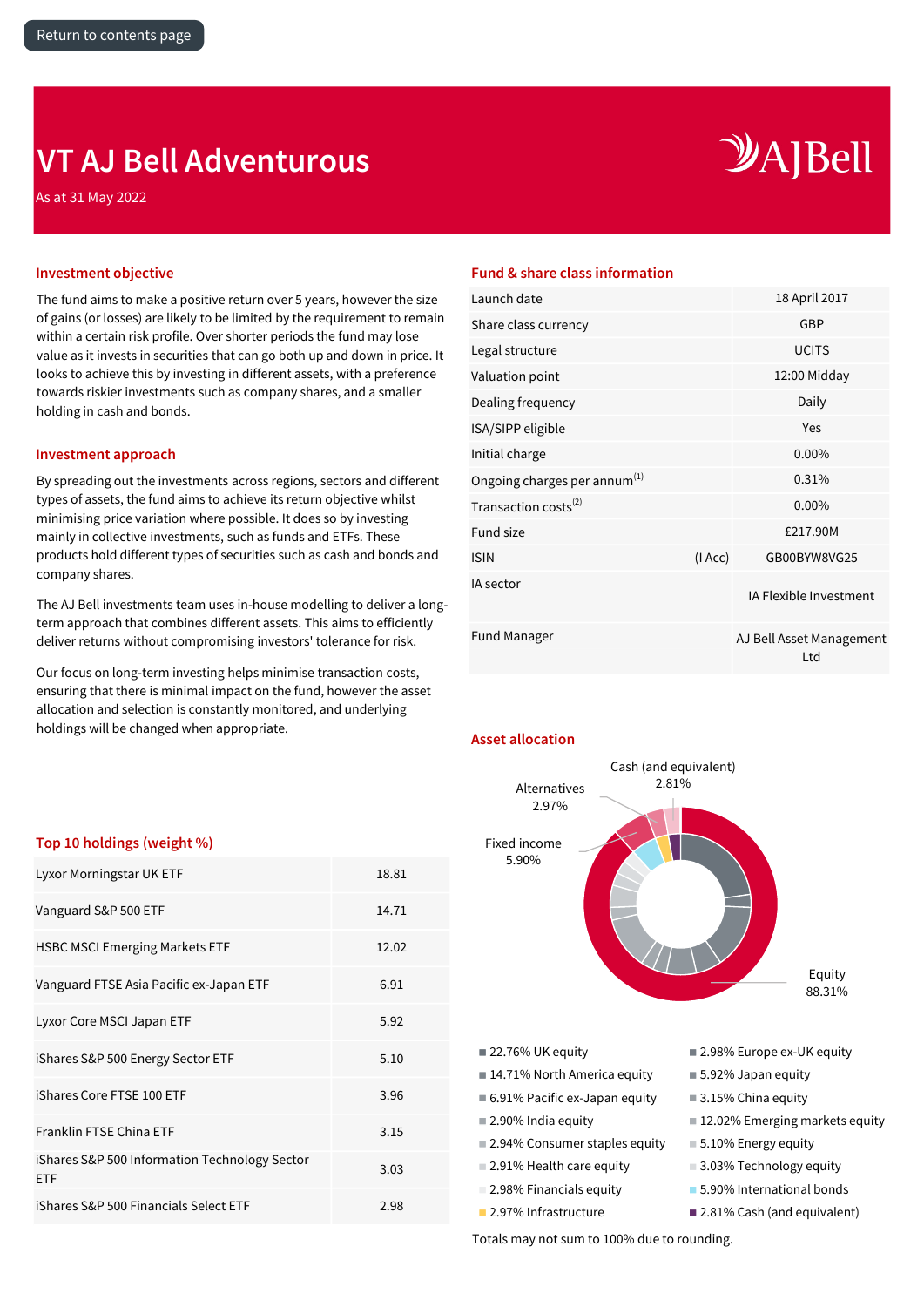# VT AJ Bell Adventurous

As at 31 May 2022

## Investment objective

The fund aims to make a positive return over 5 years, however the size of gains (or losses) are likely to be limited by the requirement to remain within a certain risk profile. Over shorter periods the fund may lose value as it invests in securities that can go both up and down in price. It looks to achieve this by investing in different assets, with a preference towards riskier investments such as company shares, and a smaller holding in cash and bonds.

## Investment approach

By spreading out the investments across regions, sectors and different types of assets, the fund aims to achieve its return objective whilst minimising price variation where possible. It does so by investing mainly in collective investments, such as funds and ETFs. These products hold different types of securities such as cash and bonds and company shares.

The AJ Bell investments team uses in-house modelling to deliver a long-term approach that combines different assets. This aims to efficiently deliver returns without compromising investors' tolerance for risk.

Our focus on long-term investing helps minimise transaction costs, ensuring that there is minimal impact on the fund, however the asset allocation and selection is constantly monitored, and underlying holdings will be changed when appropriate.

## Fund & share class information

| | | |
|---|---|---|
| Launch date | | 18 April 2017 |
| Share class currency | | GBP |
| Legal structure | | UCITS |
| Valuation point | | 12:00 Midday |
| Dealing frequency | | Daily |
| ISA/SIPP eligible | | Yes |
| Initial charge | | 0.00% |
| Ongoing charges per annum[1] | | 0.31% |
| Transaction costs[2] | | 0.00% |
| Fund size | | £217.90M |
| ISIN | (I Acc) | GB00BYW8VG25 |
| IA sector | | IA Flexible Investment |
| Fund Manager | | AJ Bell Asset Management Ltd |

## Top 10 holdings (weight %)

| Holding | Weight % |
|---|---|
| Lyxor Morningstar UK ETF | 18.81 |
| Vanguard S&P 500 ETF | 14.71 |
| HSBC MSCI Emerging Markets ETF | 12.02 |
| Vanguard FTSE Asia Pacific ex-Japan ETF | 6.91 |
| Lyxor Core MSCI Japan ETF | 5.92 |
| iShares S&P 500 Energy Sector ETF | 5.10 |
| iShares Core FTSE 100 ETF | 3.96 |
| Franklin FTSE China ETF | 3.15 |
| iShares S&P 500 Information Technology Sector ETF | 3.03 |
| iShares S&P 500 Financials Select ETF | 2.98 |

## Asset allocation

- Equity 88.31%
- Fixed income 5.90%
- Alternatives 2.97%
- Cash (and equivalent) 2.81%

- 22.76% UK equity
- 14.71% North America equity
- 6.91% Pacific ex-Japan equity
- 2.90% India equity
- 2.94% Consumer staples equity
- 2.91% Health care equity
- 2.98% Financials equity
- 2.97% Infrastructure
- 2.98% Europe ex-UK equity
- 5.92% Japan equity
- 3.15% China equity
- 12.02% Emerging markets equity
- 5.10% Energy equity
- 3.03% Technology equity
- 5.90% International bonds
- 2.81% Cash (and equivalent)

Totals may not sum to 100% due to rounding.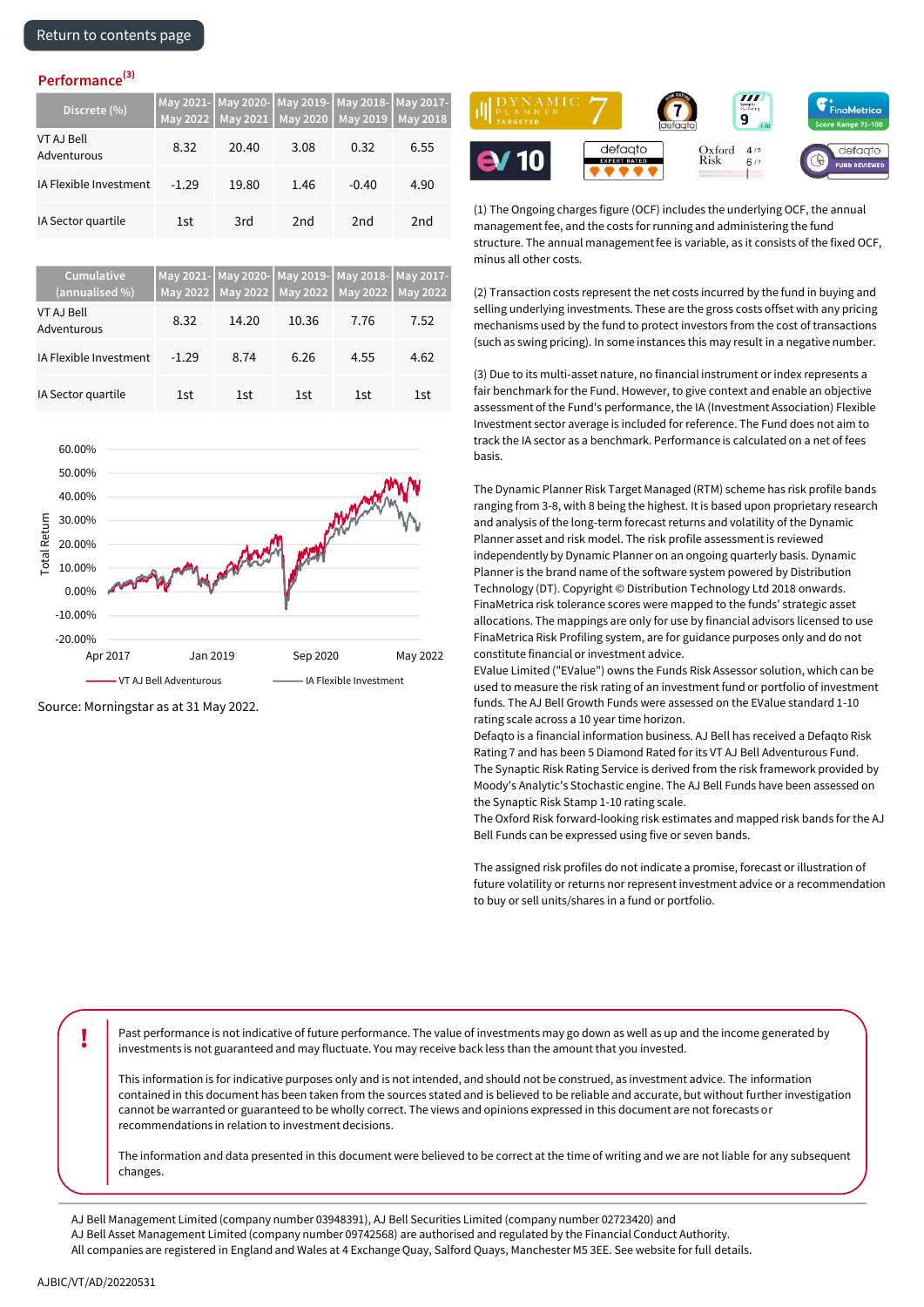Return to contents page

## Performance[3]

| Discrete (%) | May 2021-May 2022 | May 2020-May 2021 | May 2019-May 2020 | May 2018-May 2019 | May 2017-May 2018 |
|---|---|---|---|---|---|
| VT AJ Bell Adventurous | 8.32 | 20.40 | 3.08 | 0.32 | 6.55 |
| IA Flexible Investment | -1.29 | 19.80 | 1.46 | -0.40 | 4.90 |
| IA Sector quartile | 1st | 3rd | 2nd | 2nd | 2nd |

| Cumulative (annualised %) | May 2021-May 2022 | May 2020-May 2022 | May 2019-May 2022 | May 2018-May 2022 | May 2017-May 2022 |
|---|---|---|---|---|---|
| VT AJ Bell Adventurous | 8.32 | 14.20 | 10.36 | 7.76 | 7.52 |
| IA Flexible Investment | -1.29 | 8.74 | 6.26 | 4.55 | 4.62 |
| IA Sector quartile | 1st | 1st | 1st | 1st | 1st |

Total Return: 60.00%, 50.00%, 40.00%, 30.00%, 20.00%, 10.00%, 0.00%, -10.00%, -20.00%

Apr 2017 | Jan 2019 | Sep 2020 | May 2022

VT AJ Bell Adventurous — IA Flexible Investment

Source: Morningstar as at 31 May 2022.

(1) The Ongoing charges figure (OCF) includes the underlying OCF, the annual management fee, and the costs for running and administering the fund structure. The annual management fee is variable, as it consists of the fixed OCF, minus all other costs.

(2) Transaction costs represent the net costs incurred by the fund in buying and selling underlying investments. These are the gross costs offset with any pricing mechanisms used by the fund to protect investors from the cost of transactions (such as swing pricing). In some instances this may result in a negative number.

(3) Due to its multi-asset nature, no financial instrument or index represents a fair benchmark for the Fund. However, to give context and enable an objective assessment of the Fund's performance, the IA (Investment Association) Flexible Investment sector average is included for reference. The Fund does not aim to track the IA sector as a benchmark. Performance is calculated on a net of fees basis.

The Dynamic Planner Risk Target Managed (RTM) scheme has risk profile bands ranging from 3-8, with 8 being the highest. It is based upon proprietary research and analysis of the long-term forecast returns and volatility of the Dynamic Planner asset and risk model. The risk profile assessment is reviewed independently by Dynamic Planner on an ongoing quarterly basis. Dynamic Planner is the brand name of the software system powered by Distribution Technology (DT). Copyright © Distribution Technology Ltd 2018 onwards.
FinaMetrica risk tolerance scores were mapped to the funds' strategic asset allocations. The mappings are only for use by financial advisors licensed to use FinaMetrica Risk Profiling system, are for guidance purposes only and do not constitute financial or investment advice.
EValue Limited ("EValue") owns the Funds Risk Assessor solution, which can be used to measure the risk rating of an investment fund or portfolio of investment funds. The AJ Bell Growth Funds were assessed on the EValue standard 1-10 rating scale across a 10 year time horizon.
Defaqto is a financial information business. AJ Bell has received a Defaqto Risk Rating 7 and has been 5 Diamond Rated for its VT AJ Bell Adventurous Fund.
The Synaptic Risk Rating Service is derived from the risk framework provided by Moody's Analytic's Stochastic engine. The AJ Bell Funds have been assessed on the Synaptic Risk Stamp 1-10 rating scale.
The Oxford Risk forward-looking risk estimates and mapped risk bands for the AJ Bell Funds can be expressed using five or seven bands.

The assigned risk profiles do not indicate a promise, forecast or illustration of future volatility or returns nor represent investment advice or a recommendation to buy or sell units/shares in a fund or portfolio.

Past performance is not indicative of future performance. The value of investments may go down as well as up and the income generated by investments is not guaranteed and may fluctuate. You may receive back less than the amount that you invested.

This information is for indicative purposes only and is not intended, and should not be construed, as investment advice. The information contained in this document has been taken from the sources stated and is believed to be reliable and accurate, but without further investigation cannot be warranted or guaranteed to be wholly correct. The views and opinions expressed in this document are not forecasts or recommendations in relation to investment decisions.

The information and data presented in this document were believed to be correct at the time of writing and we are not liable for any subsequent changes.

AJ Bell Management Limited (company number 03948391), AJ Bell Securities Limited (company number 02723420) and AJ Bell Asset Management Limited (company number 09742568) are authorised and regulated by the Financial Conduct Authority. All companies are registered in England and Wales at 4 Exchange Quay, Salford Quays, Manchester M5 3EE. See website for full details.

AJBIC/VT/AD/20220531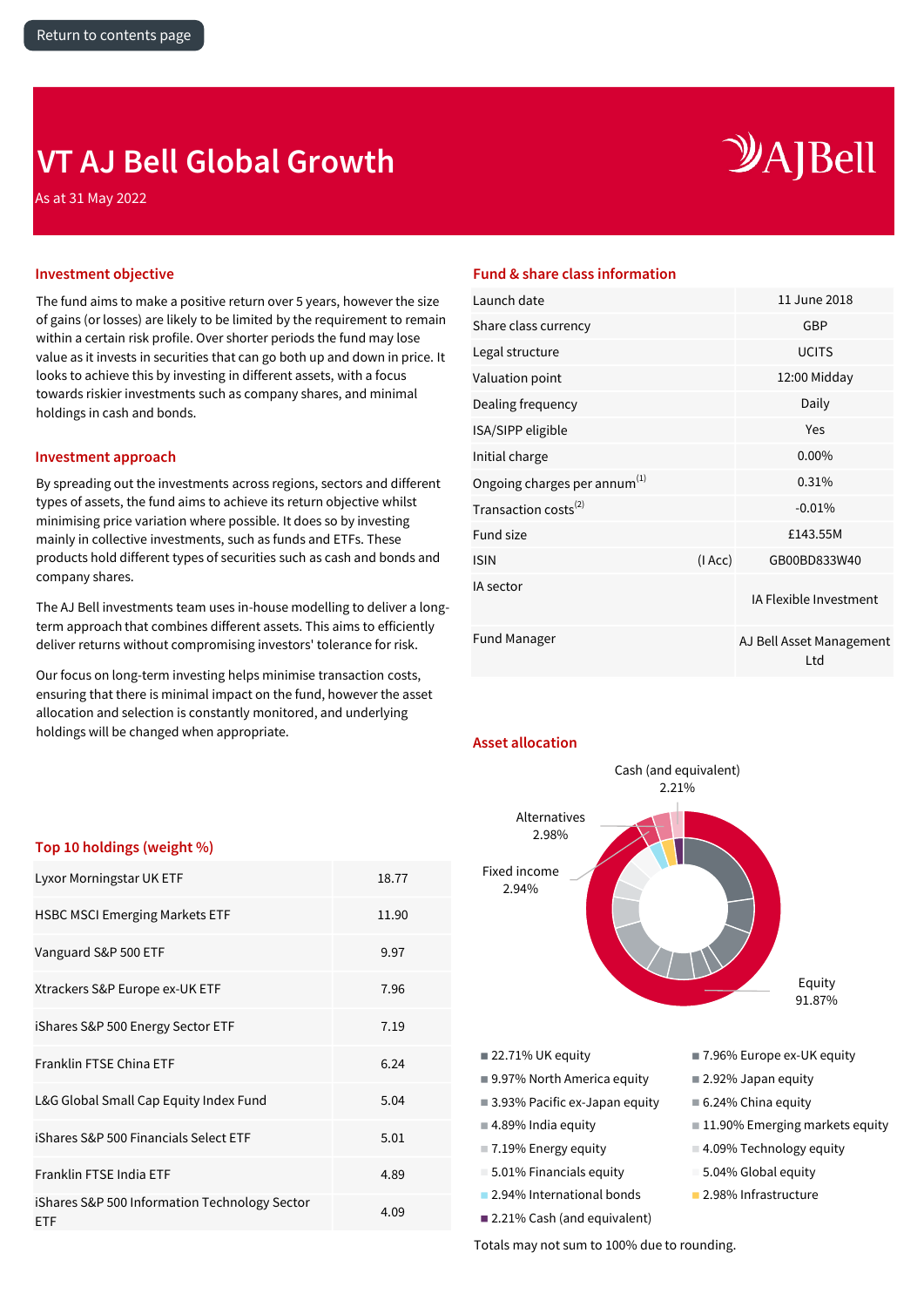Return to contents page

# VT AJ Bell Global Growth

As at 31 May 2022

## Investment objective

The fund aims to make a positive return over 5 years, however the size of gains (or losses) are likely to be limited by the requirement to remain within a certain risk profile. Over shorter periods the fund may lose value as it invests in securities that can go both up and down in price. It looks to achieve this by investing in different assets, with a focus towards riskier investments such as company shares, and minimal holdings in cash and bonds.

## Investment approach

By spreading out the investments across regions, sectors and different types of assets, the fund aims to achieve its return objective whilst minimising price variation where possible. It does so by investing mainly in collective investments, such as funds and ETFs. These products hold different types of securities such as cash and bonds and company shares.

The AJ Bell investments team uses in-house modelling to deliver a long-term approach that combines different assets. This aims to efficiently deliver returns without compromising investors' tolerance for risk.

Our focus on long-term investing helps minimise transaction costs, ensuring that there is minimal impact on the fund, however the asset allocation and selection is constantly monitored, and underlying holdings will be changed when appropriate.

## Top 10 holdings (weight %)

| Holding | Weight % |
|---|---|
| Lyxor Morningstar UK ETF | 18.77 |
| HSBC MSCI Emerging Markets ETF | 11.90 |
| Vanguard S&P 500 ETF | 9.97 |
| Xtrackers S&P Europe ex-UK ETF | 7.96 |
| iShares S&P 500 Energy Sector ETF | 7.19 |
| Franklin FTSE China ETF | 6.24 |
| L&G Global Small Cap Equity Index Fund | 5.04 |
| iShares S&P 500 Financials Select ETF | 5.01 |
| Franklin FTSE India ETF | 4.89 |
| iShares S&P 500 Information Technology Sector ETF | 4.09 |

## Fund & share class information

| | | |
|---|---|---|
| Launch date | | 11 June 2018 |
| Share class currency | | GBP |
| Legal structure | | UCITS |
| Valuation point | | 12:00 Midday |
| Dealing frequency | | Daily |
| ISA/SIPP eligible | | Yes |
| Initial charge | | 0.00% |
| Ongoing charges per annum[1] | | 0.31% |
| Transaction costs[2] | | -0.01% |
| Fund size | | £143.55M |
| ISIN | (I Acc) | GB00BD833W40 |
| IA sector | | IA Flexible Investment |
| Fund Manager | | AJ Bell Asset Management Ltd |

## Asset allocation

Cash (and equivalent) 2.21%

Alternatives 2.98%

Fixed income 2.94%

Equity 91.87%

- 22.71% UK equity
- 7.96% Europe ex-UK equity
- 9.97% North America equity
- 2.92% Japan equity
- 3.93% Pacific ex-Japan equity
- 6.24% China equity
- 4.89% India equity
- 11.90% Emerging markets equity
- 7.19% Energy equity
- 4.09% Technology equity
- 5.01% Financials equity
- 5.04% Global equity
- 2.94% International bonds
- 2.98% Infrastructure
- 2.21% Cash (and equivalent)

Totals may not sum to 100% due to rounding.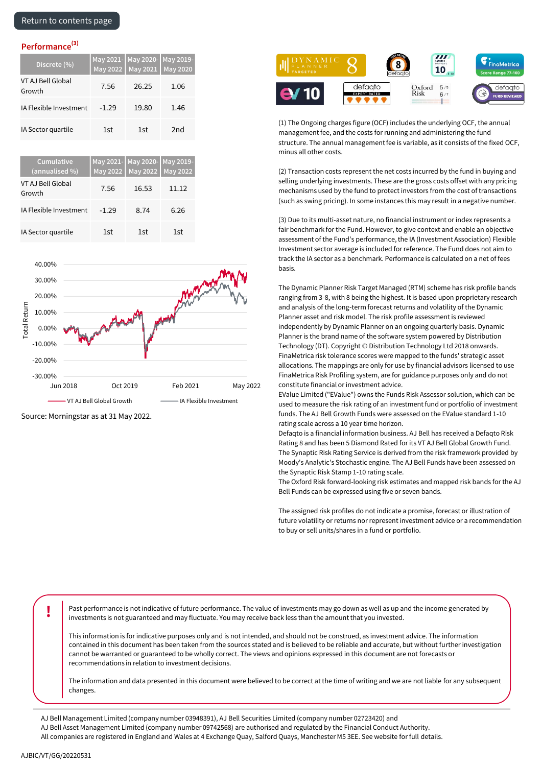Return to contents page

## Performance[3]

| Discrete (%) | May 2021-May 2022 | May 2020-May 2021 | May 2019-May 2020 |
|---|---|---|---|
| VT AJ Bell Global Growth | 7.56 | 26.25 | 1.06 |
| IA Flexible Investment | -1.29 | 19.80 | 1.46 |
| IA Sector quartile | 1st | 1st | 2nd |

| Cumulative (annualised %) | May 2021-May 2022 | May 2020-May 2022 | May 2019-May 2022 |
|---|---|---|---|
| VT AJ Bell Global Growth | 7.56 | 16.53 | 11.12 |
| IA Flexible Investment | -1.29 | 8.74 | 6.26 |
| IA Sector quartile | 1st | 1st | 1st |

Source: Morningstar as at 31 May 2022.

(1) The Ongoing charges figure (OCF) includes the underlying OCF, the annual management fee, and the costs for running and administering the fund structure. The annual management fee is variable, as it consists of the fixed OCF, minus all other costs.

(2) Transaction costs represent the net costs incurred by the fund in buying and selling underlying investments. These are the gross costs offset with any pricing mechanisms used by the fund to protect investors from the cost of transactions (such as swing pricing). In some instances this may result in a negative number.

(3) Due to its multi-asset nature, no financial instrument or index represents a fair benchmark for the Fund. However, to give context and enable an objective assessment of the Fund's performance, the IA (Investment Association) Flexible Investment sector average is included for reference. The Fund does not aim to track the IA sector as a benchmark. Performance is calculated on a net of fees basis.

The Dynamic Planner Risk Target Managed (RTM) scheme has risk profile bands ranging from 3-8, with 8 being the highest. It is based upon proprietary research and analysis of the long-term forecast returns and volatility of the Dynamic Planner asset and risk model. The risk profile assessment is reviewed independently by Dynamic Planner on an ongoing quarterly basis. Dynamic Planner is the brand name of the software system powered by Distribution Technology (DT). Copyright © Distribution Technology Ltd 2018 onwards.
FinaMetrica risk tolerance scores were mapped to the funds' strategic asset allocations. The mappings are only for use by financial advisors licensed to use FinaMetrica Risk Profiling system, are for guidance purposes only and do not constitute financial or investment advice.
EValue Limited ("EValue") owns the Funds Risk Assessor solution, which can be used to measure the risk rating of an investment fund or portfolio of investment funds. The AJ Bell Growth Funds were assessed on the EValue standard 1-10 rating scale across a 10 year time horizon.
Defaqto is a financial information business. AJ Bell has received a Defaqto Risk Rating 8 and has been 5 Diamond Rated for its VT AJ Bell Global Growth Fund.
The Synaptic Risk Rating Service is derived from the risk framework provided by Moody's Analytic's Stochastic engine. The AJ Bell Funds have been assessed on the Synaptic Risk Stamp 1-10 rating scale.
The Oxford Risk forward-looking risk estimates and mapped risk bands for the AJ Bell Funds can be expressed using five or seven bands.

The assigned risk profiles do not indicate a promise, forecast or illustration of future volatility or returns nor represent investment advice or a recommendation to buy or sell units/shares in a fund or portfolio.

Past performance is not indicative of future performance. The value of investments may go down as well as up and the income generated by investments is not guaranteed and may fluctuate. You may receive back less than the amount that you invested.

This information is for indicative purposes only and is not intended, and should not be construed, as investment advice. The information contained in this document has been taken from the sources stated and is believed to be reliable and accurate, but without further investigation cannot be warranted or guaranteed to be wholly correct. The views and opinions expressed in this document are not forecasts or recommendations in relation to investment decisions.

The information and data presented in this document were believed to be correct at the time of writing and we are not liable for any subsequent changes.

AJ Bell Management Limited (company number 03948391), AJ Bell Securities Limited (company number 02723420) and AJ Bell Asset Management Limited (company number 09742568) are authorised and regulated by the Financial Conduct Authority. All companies are registered in England and Wales at 4 Exchange Quay, Salford Quays, Manchester M5 3EE. See website for full details.

AJBIC/VT/GG/20220531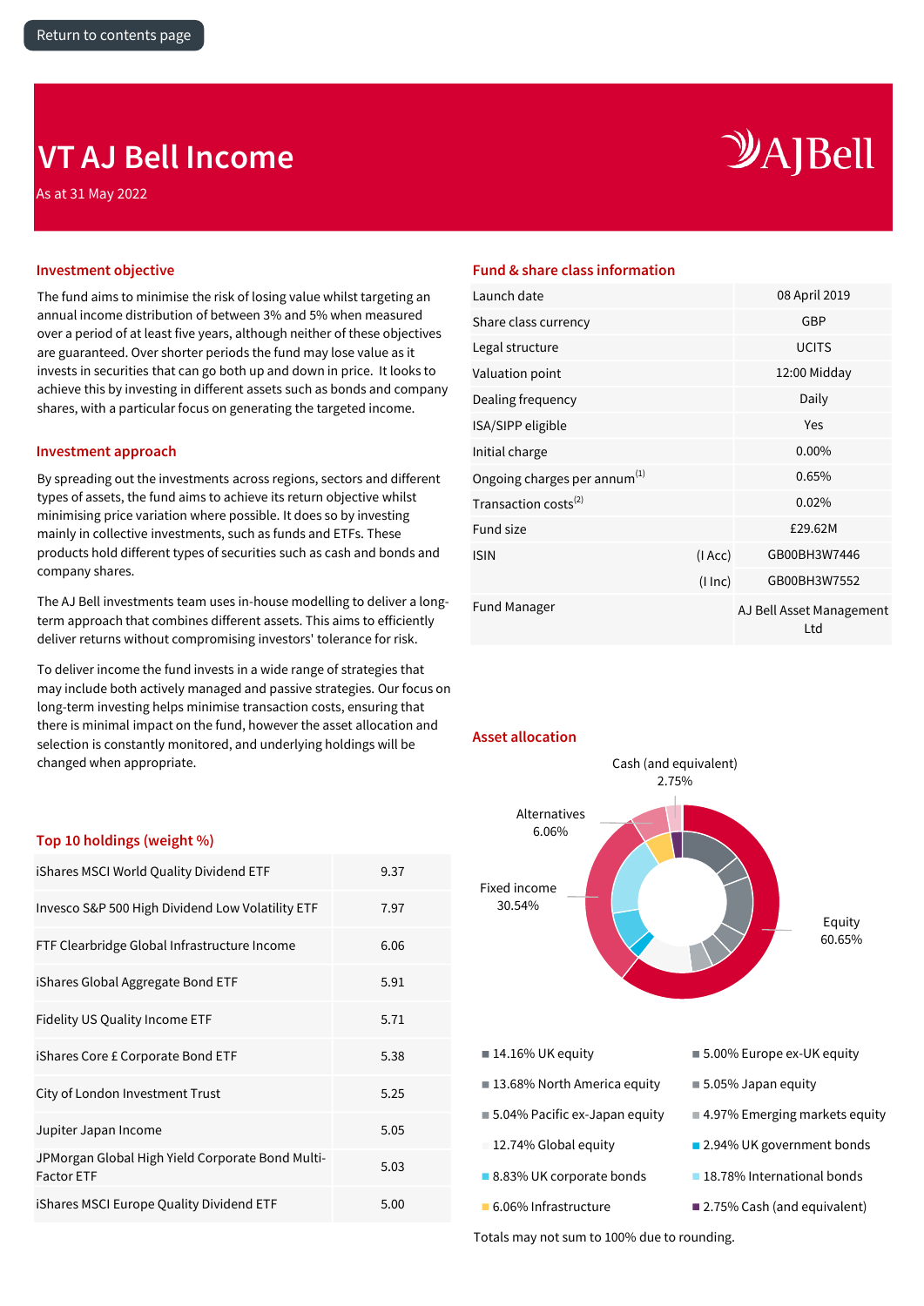Return to contents page

# VT AJ Bell Income

As at 31 May 2022

## Investment objective

The fund aims to minimise the risk of losing value whilst targeting an annual income distribution of between 3% and 5% when measured over a period of at least five years, although neither of these objectives are guaranteed. Over shorter periods the fund may lose value as it invests in securities that can go both up and down in price. It looks to achieve this by investing in different assets such as bonds and company shares, with a particular focus on generating the targeted income.

## Investment approach

By spreading out the investments across regions, sectors and different types of assets, the fund aims to achieve its return objective whilst minimising price variation where possible. It does so by investing mainly in collective investments, such as funds and ETFs. These products hold different types of securities such as cash and bonds and company shares.

The AJ Bell investments team uses in-house modelling to deliver a long-term approach that combines different assets. This aims to efficiently deliver returns without compromising investors' tolerance for risk.

To deliver income the fund invests in a wide range of strategies that may include both actively managed and passive strategies. Our focus on long-term investing helps minimise transaction costs, ensuring that there is minimal impact on the fund, however the asset allocation and selection is constantly monitored, and underlying holdings will be changed when appropriate.

## Top 10 holdings (weight %)

| Holding | Weight % |
|---|---|
| iShares MSCI World Quality Dividend ETF | 9.37 |
| Invesco S&P 500 High Dividend Low Volatility ETF | 7.97 |
| FTF Clearbridge Global Infrastructure Income | 6.06 |
| iShares Global Aggregate Bond ETF | 5.91 |
| Fidelity US Quality Income ETF | 5.71 |
| iShares Core £ Corporate Bond ETF | 5.38 |
| City of London Investment Trust | 5.25 |
| Jupiter Japan Income | 5.05 |
| JPMorgan Global High Yield Corporate Bond Multi-Factor ETF | 5.03 |
| iShares MSCI Europe Quality Dividend ETF | 5.00 |

## Fund & share class information

| | | |
|---|---|---|
| Launch date | | 08 April 2019 |
| Share class currency | | GBP |
| Legal structure | | UCITS |
| Valuation point | | 12:00 Midday |
| Dealing frequency | | Daily |
| ISA/SIPP eligible | | Yes |
| Initial charge | | 0.00% |
| Ongoing charges per annum[1] | | 0.65% |
| Transaction costs[2] | | 0.02% |
| Fund size | | £29.62M |
| ISIN | (I Acc) | GB00BH3W7446 |
| | (I Inc) | GB00BH3W7552 |
| Fund Manager | | AJ Bell Asset Management Ltd |

## Asset allocation

Cash (and equivalent) 2.75%
Alternatives 6.06%
Fixed income 30.54%
Equity 60.65%

- 14.16% UK equity
- 5.00% Europe ex-UK equity
- 13.68% North America equity
- 5.05% Japan equity
- 5.04% Pacific ex-Japan equity
- 4.97% Emerging markets equity
- 12.74% Global equity
- 2.94% UK government bonds
- 8.83% UK corporate bonds
- 18.78% International bonds
- 6.06% Infrastructure
- 2.75% Cash (and equivalent)

Totals may not sum to 100% due to rounding.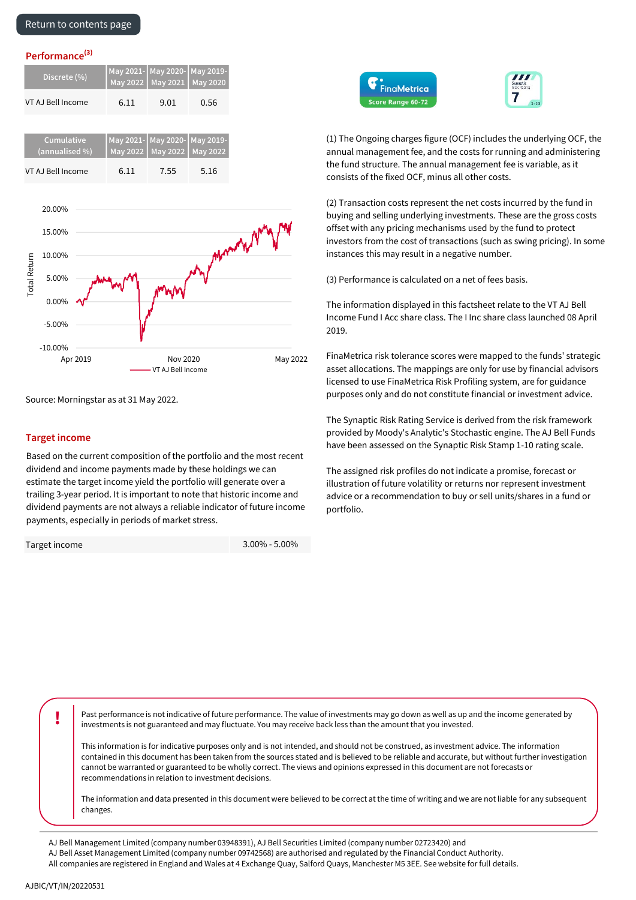Return to contents page

## Performance[3]

| Discrete (%) | May 2021-May 2022 | May 2020-May 2021 | May 2019-May 2020 |
|---|---|---|---|
| VT AJ Bell Income | 6.11 | 9.01 | 0.56 |

| Cumulative (annualised %) | May 2021-May 2022 | May 2020-May 2022 | May 2019-May 2022 |
|---|---|---|---|
| VT AJ Bell Income | 6.11 | 7.55 | 5.16 |

Source: Morningstar as at 31 May 2022.

## Target income

Based on the current composition of the portfolio and the most recent dividend and income payments made by these holdings we can estimate the target income yield the portfolio will generate over a trailing 3-year period. It is important to note that historic income and dividend payments are not always a reliable indicator of future income payments, especially in periods of market stress.

| Target income | 3.00% - 5.00% |
|---|---|

FinaMetrica Score Range 60-72

Synaptic Risk Rating 7 (1-10)

(1) The Ongoing charges figure (OCF) includes the underlying OCF, the annual management fee, and the costs for running and administering the fund structure. The annual management fee is variable, as it consists of the fixed OCF, minus all other costs.

(2) Transaction costs represent the net costs incurred by the fund in buying and selling underlying investments. These are the gross costs offset with any pricing mechanisms used by the fund to protect investors from the cost of transactions (such as swing pricing). In some instances this may result in a negative number.

(3) Performance is calculated on a net of fees basis.

The information displayed in this factsheet relate to the VT AJ Bell Income Fund I Acc share class. The I Inc share class launched 08 April 2019.

FinaMetrica risk tolerance scores were mapped to the funds' strategic asset allocations. The mappings are only for use by financial advisors licensed to use FinaMetrica Risk Profiling system, are for guidance purposes only and do not constitute financial or investment advice.

The Synaptic Risk Rating Service is derived from the risk framework provided by Moody's Analytic's Stochastic engine. The AJ Bell Funds have been assessed on the Synaptic Risk Stamp 1-10 rating scale.

The assigned risk profiles do not indicate a promise, forecast or illustration of future volatility or returns nor represent investment advice or a recommendation to buy or sell units/shares in a fund or portfolio.

**!**

Past performance is not indicative of future performance. The value of investments may go down as well as up and the income generated by investments is not guaranteed and may fluctuate. You may receive back less than the amount that you invested.

This information is for indicative purposes only and is not intended, and should not be construed, as investment advice. The information contained in this document has been taken from the sources stated and is believed to be reliable and accurate, but without further investigation cannot be warranted or guaranteed to be wholly correct. The views and opinions expressed in this document are not forecasts or recommendations in relation to investment decisions.

The information and data presented in this document were believed to be correct at the time of writing and we are not liable for any subsequent changes.

AJ Bell Management Limited (company number 03948391), AJ Bell Securities Limited (company number 02723420) and AJ Bell Asset Management Limited (company number 09742568) are authorised and regulated by the Financial Conduct Authority. All companies are registered in England and Wales at 4 Exchange Quay, Salford Quays, Manchester M5 3EE. See website for full details.

AJBIC/VT/IN/20220531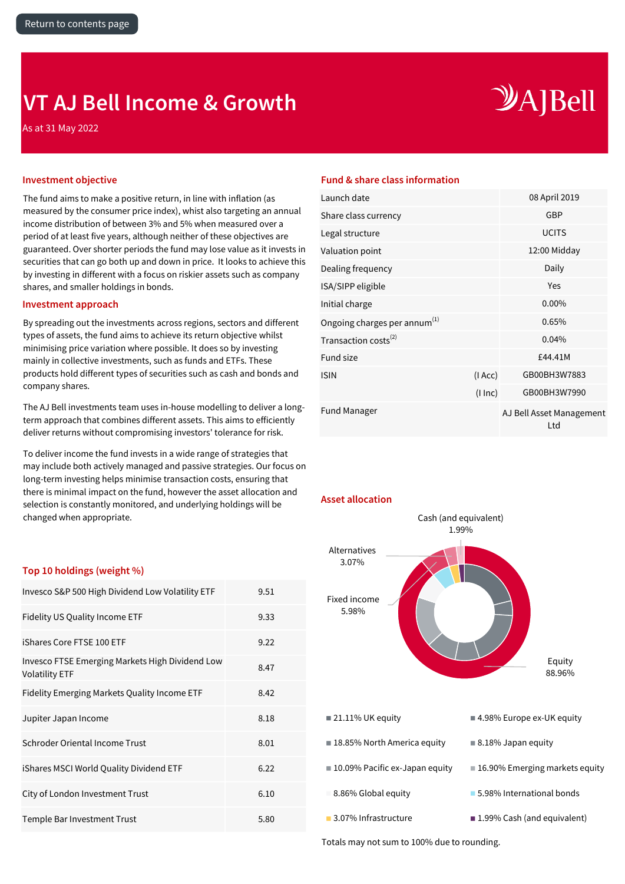Return to contents page

# VT AJ Bell Income & Growth

As at 31 May 2022

## Investment objective

The fund aims to make a positive return, in line with inflation (as measured by the consumer price index), whilst also targeting an annual income distribution of between 3% and 5% when measured over a period of at least five years, although neither of these objectives are guaranteed. Over shorter periods the fund may lose value as it invests in securities that can go both up and down in price. It looks to achieve this by investing in different with a focus on riskier assets such as company shares, and smaller holdings in bonds.

## Investment approach

By spreading out the investments across regions, sectors and different types of assets, the fund aims to achieve its return objective whilst minimising price variation where possible. It does so by investing mainly in collective investments, such as funds and ETFs. These products hold different types of securities such as cash and bonds and company shares.

The AJ Bell investments team uses in-house modelling to deliver a long-term approach that combines different assets. This aims to efficiently deliver returns without compromising investors' tolerance for risk.

To deliver income the fund invests in a wide range of strategies that may include both actively managed and passive strategies. Our focus on long-term investing helps minimise transaction costs, ensuring that there is minimal impact on the fund, however the asset allocation and selection is constantly monitored, and underlying holdings will be changed when appropriate.

## Top 10 holdings (weight %)

| Holding | Weight |
|---|---|
| Invesco S&P 500 High Dividend Low Volatility ETF | 9.51 |
| Fidelity US Quality Income ETF | 9.33 |
| iShares Core FTSE 100 ETF | 9.22 |
| Invesco FTSE Emerging Markets High Dividend Low Volatility ETF | 8.47 |
| Fidelity Emerging Markets Quality Income ETF | 8.42 |
| Jupiter Japan Income | 8.18 |
| Schroder Oriental Income Trust | 8.01 |
| iShares MSCI World Quality Dividend ETF | 6.22 |
| City of London Investment Trust | 6.10 |
| Temple Bar Investment Trust | 5.80 |

## Fund & share class information

| | | |
|---|---|---|
| Launch date | | 08 April 2019 |
| Share class currency | | GBP |
| Legal structure | | UCITS |
| Valuation point | | 12:00 Midday |
| Dealing frequency | | Daily |
| ISA/SIPP eligible | | Yes |
| Initial charge | | 0.00% |
| Ongoing charges per annum[1] | | 0.65% |
| Transaction costs[2] | | 0.04% |
| Fund size | | £44.41M |
| ISIN | (I Acc) | GB00BH3W7883 |
| | (I Inc) | GB00BH3W7990 |
| Fund Manager | | AJ Bell Asset Management Ltd |

## Asset allocation

Cash (and equivalent) 1.99%

Alternatives 3.07%

Fixed income 5.98%

Equity 88.96%

- 21.11% UK equity
- 4.98% Europe ex-UK equity
- 18.85% North America equity
- 8.18% Japan equity
- 10.09% Pacific ex-Japan equity
- 16.90% Emerging markets equity
- 8.86% Global equity
- 5.98% International bonds
- 3.07% Infrastructure
- 1.99% Cash (and equivalent)

Totals may not sum to 100% due to rounding.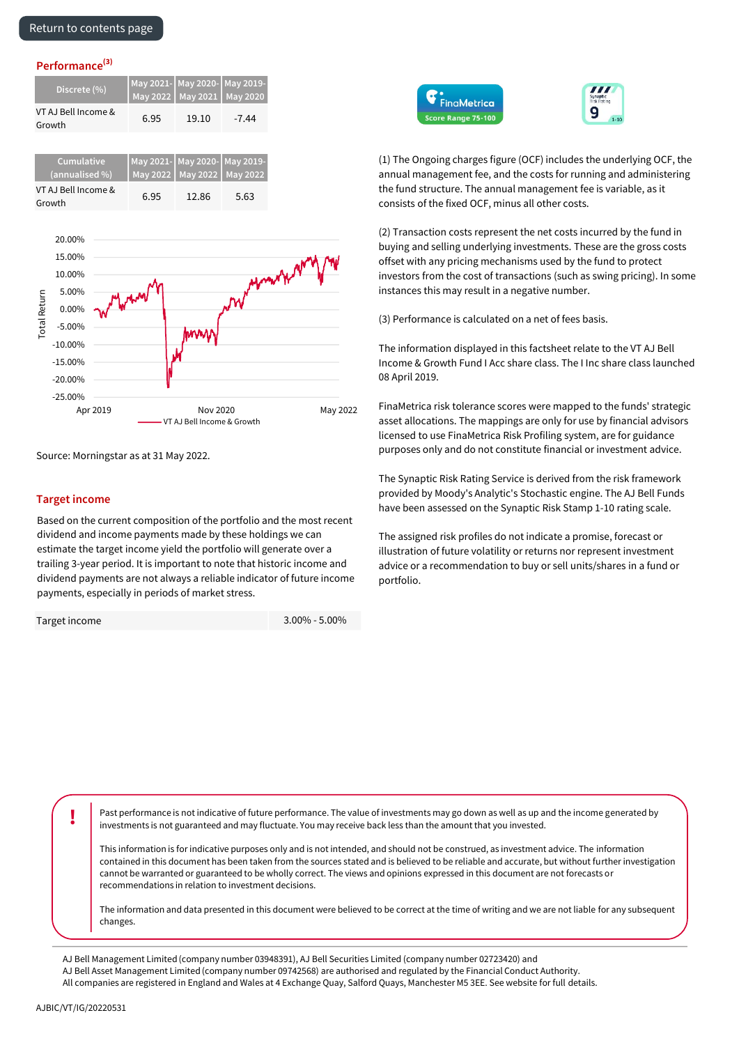[Return to contents page]

## Performance[3]

| Discrete (%) | May 2021-May 2022 | May 2020-May 2021 | May 2019-May 2020 |
|---|---|---|---|
| VT AJ Bell Income & Growth | 6.95 | 19.10 | -7.44 |

| Cumulative (annualised %) | May 2021-May 2022 | May 2020-May 2022 | May 2019-May 2022 |
|---|---|---|---|
| VT AJ Bell Income & Growth | 6.95 | 12.86 | 5.63 |

Source: Morningstar as at 31 May 2022.

## Target income

Based on the current composition of the portfolio and the most recent dividend and income payments made by these holdings we can estimate the target income yield the portfolio will generate over a trailing 3-year period. It is important to note that historic income and dividend payments are not always a reliable indicator of future income payments, especially in periods of market stress.

| Target income | 3.00% - 5.00% |
|---|---|

(1) The Ongoing charges figure (OCF) includes the underlying OCF, the annual management fee, and the costs for running and administering the fund structure. The annual management fee is variable, as it consists of the fixed OCF, minus all other costs.

(2) Transaction costs represent the net costs incurred by the fund in buying and selling underlying investments. These are the gross costs offset with any pricing mechanisms used by the fund to protect investors from the cost of transactions (such as swing pricing). In some instances this may result in a negative number.

(3) Performance is calculated on a net of fees basis.

The information displayed in this factsheet relate to the VT AJ Bell Income & Growth Fund I Acc share class. The I Inc share class launched 08 April 2019.

FinaMetrica risk tolerance scores were mapped to the funds' strategic asset allocations. The mappings are only for use by financial advisors licensed to use FinaMetrica Risk Profiling system, are for guidance purposes only and do not constitute financial or investment advice.

The Synaptic Risk Rating Service is derived from the risk framework provided by Moody's Analytic's Stochastic engine. The AJ Bell Funds have been assessed on the Synaptic Risk Stamp 1-10 rating scale.

The assigned risk profiles do not indicate a promise, forecast or illustration of future volatility or returns nor represent investment advice or a recommendation to buy or sell units/shares in a fund or portfolio.

Past performance is not indicative of future performance. The value of investments may go down as well as up and the income generated by investments is not guaranteed and may fluctuate. You may receive back less than the amount that you invested.

This information is for indicative purposes only and is not intended, and should not be construed, as investment advice. The information contained in this document has been taken from the sources stated and is believed to be reliable and accurate, but without further investigation cannot be warranted or guaranteed to be wholly correct. The views and opinions expressed in this document are not forecasts or recommendations in relation to investment decisions.

The information and data presented in this document were believed to be correct at the time of writing and we are not liable for any subsequent changes.

AJ Bell Management Limited (company number 03948391), AJ Bell Securities Limited (company number 02723420) and AJ Bell Asset Management Limited (company number 09742568) are authorised and regulated by the Financial Conduct Authority. All companies are registered in England and Wales at 4 Exchange Quay, Salford Quays, Manchester M5 3EE. See website for full details.

AJBIC/VT/IG/20220531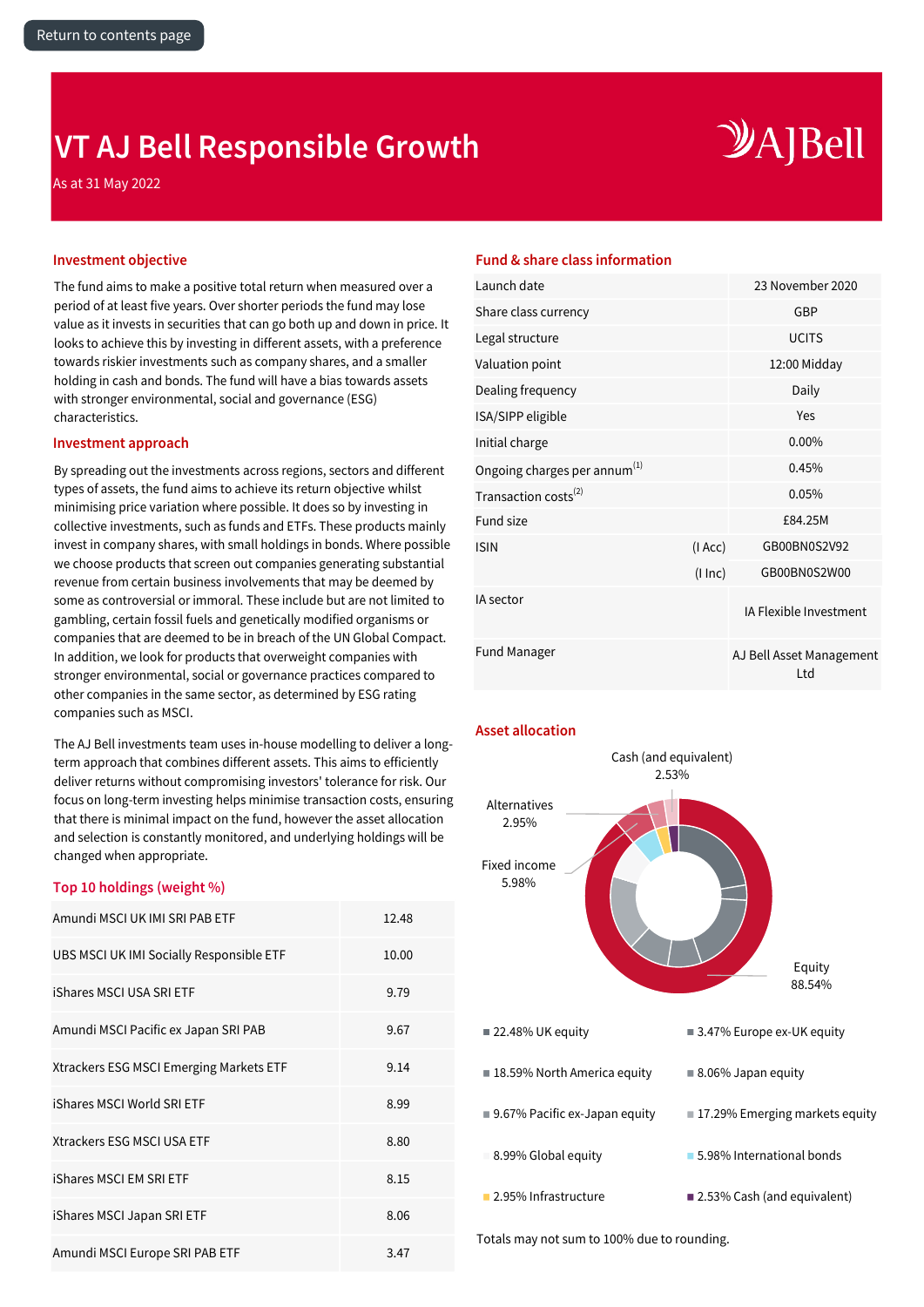Return to contents page

# VT AJ Bell Responsible Growth

As at 31 May 2022

## Investment objective

The fund aims to make a positive total return when measured over a period of at least five years. Over shorter periods the fund may lose value as it invests in securities that can go both up and down in price. It looks to achieve this by investing in different assets, with a preference towards riskier investments such as company shares, and a smaller holding in cash and bonds. The fund will have a bias towards assets with stronger environmental, social and governance (ESG) characteristics.

## Investment approach

By spreading out the investments across regions, sectors and different types of assets, the fund aims to achieve its return objective whilst minimising price variation where possible. It does so by investing in collective investments, such as funds and ETFs. These products mainly invest in company shares, with small holdings in bonds. Where possible we choose products that screen out companies generating substantial revenue from certain business involvements that may be deemed by some as controversial or immoral. These include but are not limited to gambling, certain fossil fuels and genetically modified organisms or companies that are deemed to be in breach of the UN Global Compact. In addition, we look for products that overweight companies with stronger environmental, social or governance practices compared to other companies in the same sector, as determined by ESG rating companies such as MSCI.

The AJ Bell investments team uses in-house modelling to deliver a long-term approach that combines different assets. This aims to efficiently deliver returns without compromising investors' tolerance for risk. Our focus on long-term investing helps minimise transaction costs, ensuring that there is minimal impact on the fund, however the asset allocation and selection is constantly monitored, and underlying holdings will be changed when appropriate.

## Top 10 holdings (weight %)

| Holding | Weight % |
|---|---|
| Amundi MSCI UK IMI SRI PAB ETF | 12.48 |
| UBS MSCI UK IMI Socially Responsible ETF | 10.00 |
| iShares MSCI USA SRI ETF | 9.79 |
| Amundi MSCI Pacific ex Japan SRI PAB | 9.67 |
| Xtrackers ESG MSCI Emerging Markets ETF | 9.14 |
| iShares MSCI World SRI ETF | 8.99 |
| Xtrackers ESG MSCI USA ETF | 8.80 |
| iShares MSCI EM SRI ETF | 8.15 |
| iShares MSCI Japan SRI ETF | 8.06 |
| Amundi MSCI Europe SRI PAB ETF | 3.47 |

## Fund & share class information

| | | |
|---|---|---|
| Launch date | | 23 November 2020 |
| Share class currency | | GBP |
| Legal structure | | UCITS |
| Valuation point | | 12:00 Midday |
| Dealing frequency | | Daily |
| ISA/SIPP eligible | | Yes |
| Initial charge | | 0.00% |
| Ongoing charges per annum[1] | | 0.45% |
| Transaction costs[2] | | 0.05% |
| Fund size | | £84.25M |
| ISIN | (I Acc) | GB00BN0S2V92 |
| | (I Inc) | GB00BN0S2W00 |
| IA sector | | IA Flexible Investment |
| Fund Manager | | AJ Bell Asset Management Ltd |

## Asset allocation

- Cash (and equivalent) 2.53%
- Alternatives 2.95%
- Fixed income 5.98%
- Equity 88.54%

- 22.48% UK equity
- 3.47% Europe ex-UK equity
- 18.59% North America equity
- 8.06% Japan equity
- 9.67% Pacific ex-Japan equity
- 17.29% Emerging markets equity
- 8.99% Global equity
- 5.98% International bonds
- 2.95% Infrastructure
- 2.53% Cash (and equivalent)

Totals may not sum to 100% due to rounding.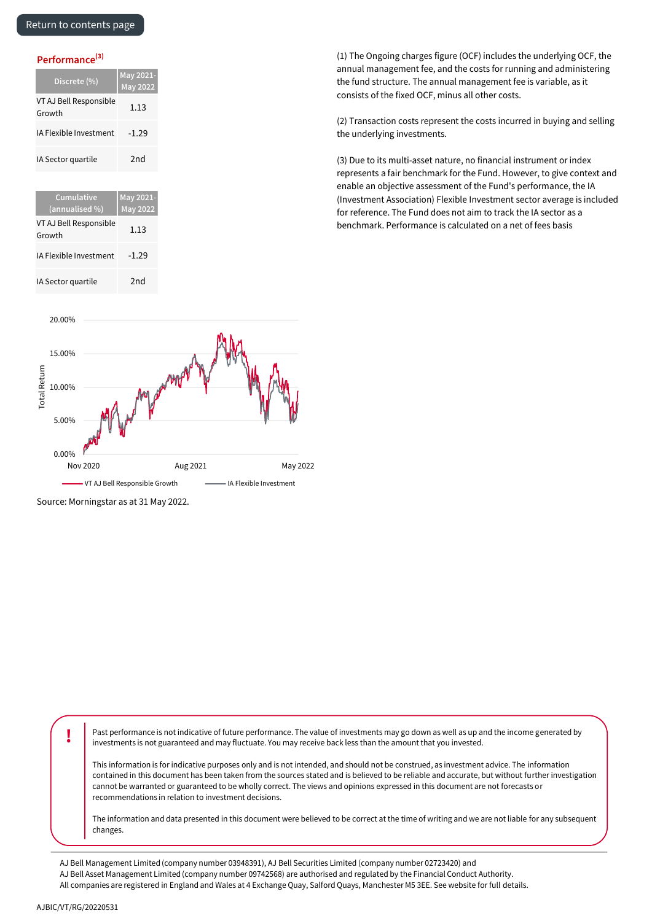Return to contents page

## Performance[3]

| Discrete (%) | May 2021-May 2022 |
|---|---|
| VT AJ Bell Responsible Growth | 1.13 |
| IA Flexible Investment | -1.29 |
| IA Sector quartile | 2nd |

| Cumulative (annualised %) | May 2021-May 2022 |
|---|---|
| VT AJ Bell Responsible Growth | 1.13 |
| IA Flexible Investment | -1.29 |
| IA Sector quartile | 2nd |

20.00%
15.00%
10.00%
5.00%
0.00%
Total Return
Nov 2020
Aug 2021
May 2022
VT AJ Bell Responsible Growth
IA Flexible Investment

Source: Morningstar as at 31 May 2022.

(1) The Ongoing charges figure (OCF) includes the underlying OCF, the annual management fee, and the costs for running and administering the fund structure. The annual management fee is variable, as it consists of the fixed OCF, minus all other costs.

(2) Transaction costs represent the costs incurred in buying and selling the underlying investments.

(3) Due to its multi-asset nature, no financial instrument or index represents a fair benchmark for the Fund. However, to give context and enable an objective assessment of the Fund's performance, the IA (Investment Association) Flexible Investment sector average is included for reference. The Fund does not aim to track the IA sector as a benchmark. Performance is calculated on a net of fees basis

!

Past performance is not indicative of future performance. The value of investments may go down as well as up and the income generated by investments is not guaranteed and may fluctuate. You may receive back less than the amount that you invested.

This information is for indicative purposes only and is not intended, and should not be construed, as investment advice. The information contained in this document has been taken from the sources stated and is believed to be reliable and accurate, but without further investigation cannot be warranted or guaranteed to be wholly correct. The views and opinions expressed in this document are not forecasts or recommendations in relation to investment decisions.

The information and data presented in this document were believed to be correct at the time of writing and we are not liable for any subsequent changes.

AJ Bell Management Limited (company number 03948391), AJ Bell Securities Limited (company number 02723420) and AJ Bell Asset Management Limited (company number 09742568) are authorised and regulated by the Financial Conduct Authority. All companies are registered in England and Wales at 4 Exchange Quay, Salford Quays, Manchester M5 3EE. See website for full details.

AJBIC/VT/RG/20220531